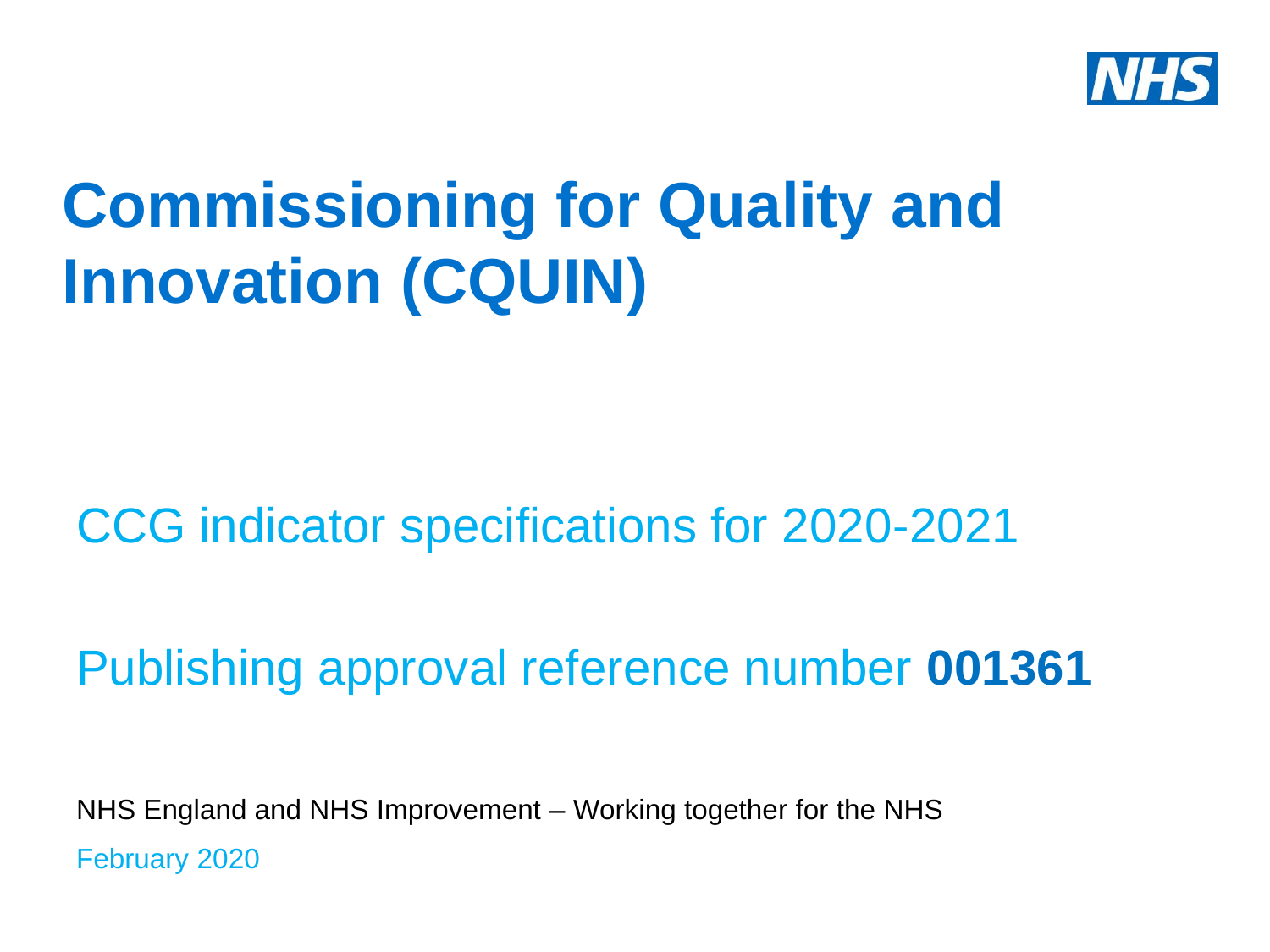NHS

# Commissioning for Quality and Innovation (CQUIN)

## CCG indicator specifications for 2020-2021

## Publishing approval reference number **001361**

NHS England and NHS Improvement – Working together for the NHS

February 2020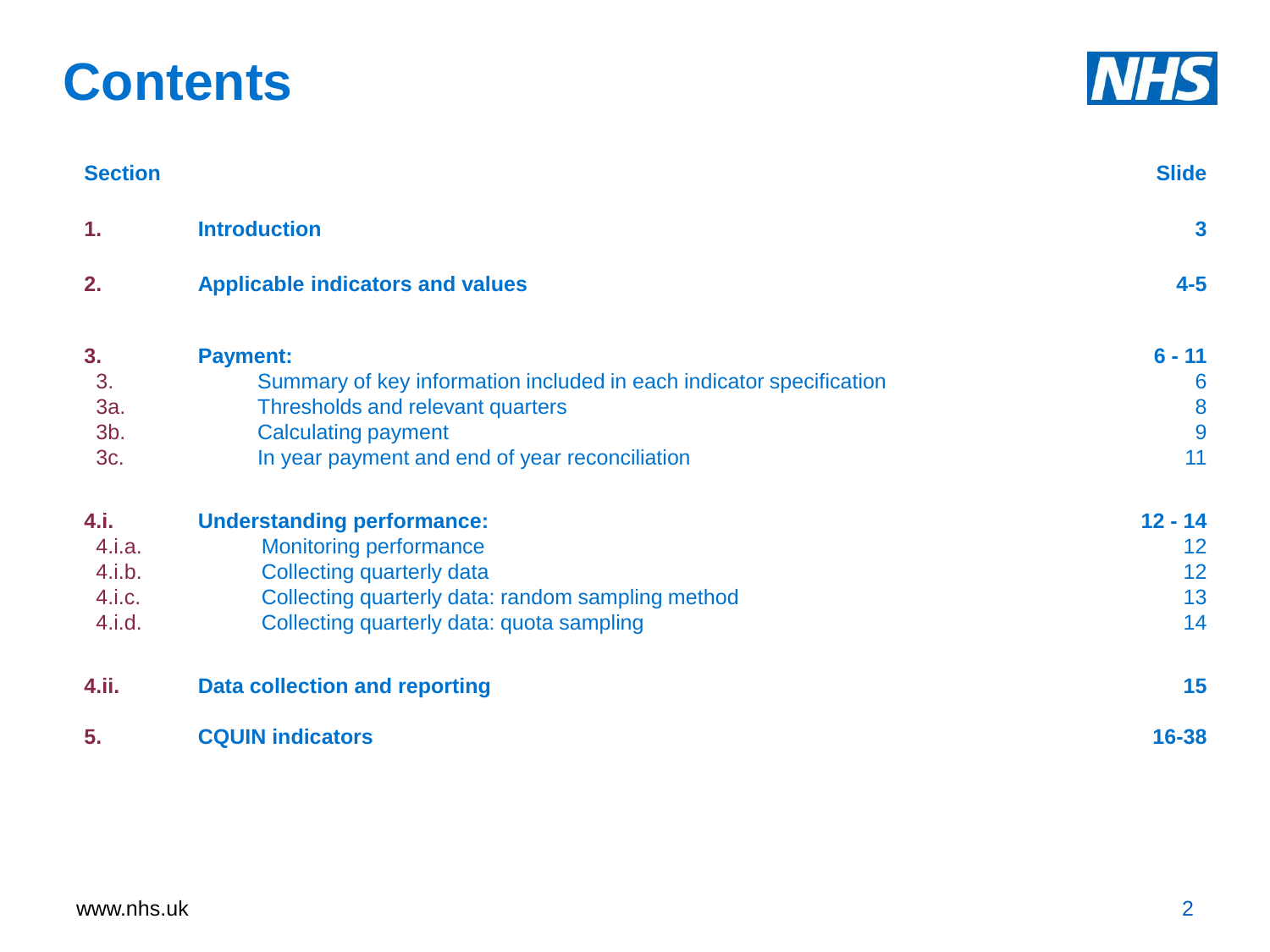# Contents

| Section | | Slide |
|---|---|---|
| **1.** | **Introduction** | **3** |
| **2.** | **Applicable indicators and values** | **4-5** |
| **3.** | **Payment:** | **6 - 11** |
| 3. | Summary of key information included in each indicator specification | 6 |
| 3a. | Thresholds and relevant quarters | 8 |
| 3b. | Calculating payment | 9 |
| 3c. | In year payment and end of year reconciliation | 11 |
| **4.i.** | **Understanding performance:** | **12 - 14** |
| 4.i.a. | Monitoring performance | 12 |
| 4.i.b. | Collecting quarterly data | 12 |
| 4.i.c. | Collecting quarterly data: random sampling method | 13 |
| 4.i.d. | Collecting quarterly data: quota sampling | 14 |
| **4.ii.** | **Data collection and reporting** | **15** |
| **5.** | **CQUIN indicators** | **16-38** |

www.nhs.uk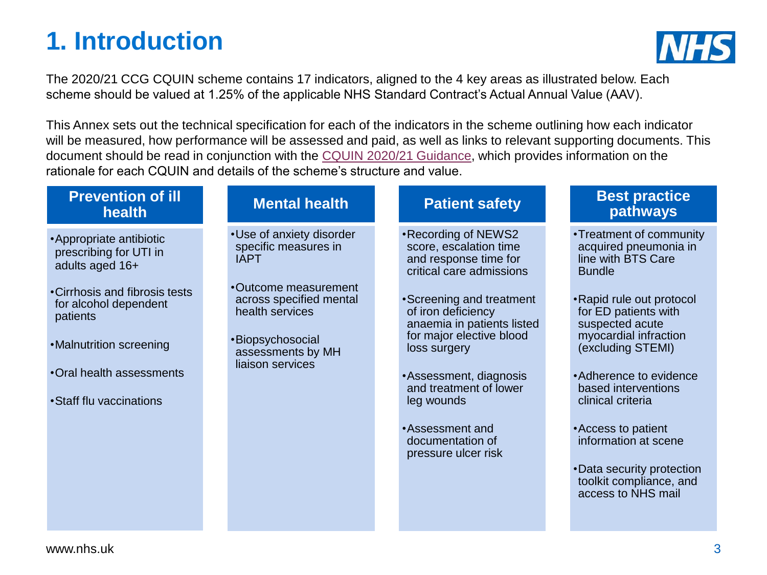# 1. Introduction

The 2020/21 CCG CQUIN scheme contains 17 indicators, aligned to the 4 key areas as illustrated below. Each scheme should be valued at 1.25% of the applicable NHS Standard Contract's Actual Annual Value (AAV).

This Annex sets out the technical specification for each of the indicators in the scheme outlining how each indicator will be measured, how performance will be assessed and paid, as well as links to relevant supporting documents. This document should be read in conjunction with the CQUIN 2020/21 Guidance, which provides information on the rationale for each CQUIN and details of the scheme's structure and value.

### Prevention of ill health

- Appropriate antibiotic prescribing for UTI in adults aged 16+
- Cirrhosis and fibrosis tests for alcohol dependent patients
- Malnutrition screening
- Oral health assessments
- Staff flu vaccinations

### Mental health

- Use of anxiety disorder specific measures in IAPT
- Outcome measurement across specified mental health services
- Biopsychosocial assessments by MH liaison services

### Patient safety

- Recording of NEWS2 score, escalation time and response time for critical care admissions
- Screening and treatment of iron deficiency anaemia in patients listed for major elective blood loss surgery
- Assessment, diagnosis and treatment of lower leg wounds
- Assessment and documentation of pressure ulcer risk

### Best practice pathways

- Treatment of community acquired pneumonia in line with BTS Care Bundle
- Rapid rule out protocol for ED patients with suspected acute myocardial infraction (excluding STEMI)
- Adherence to evidence based interventions clinical criteria
- Access to patient information at scene
- Data security protection toolkit compliance, and access to NHS mail

www.nhs.uk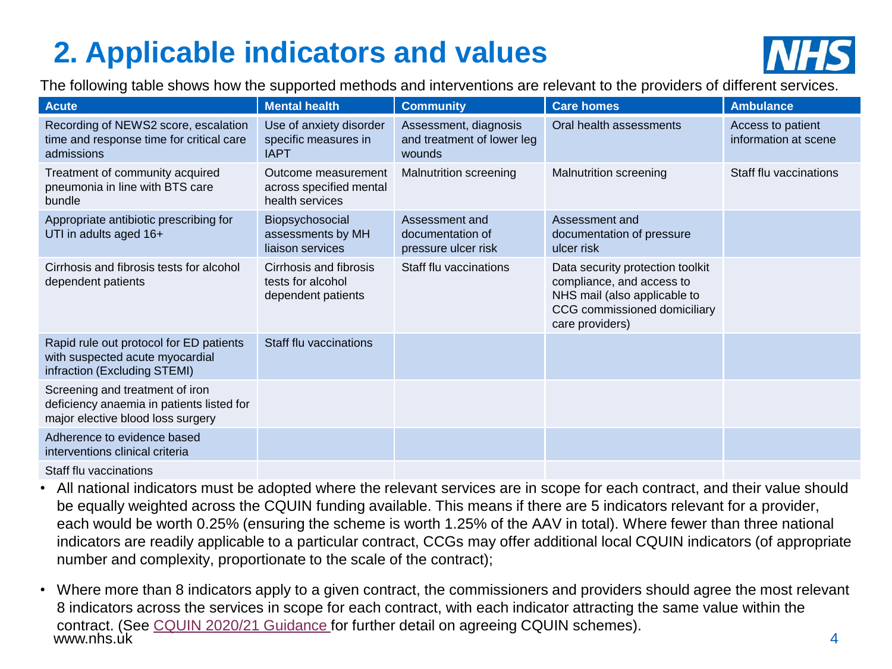# 2. Applicable indicators and values

The following table shows how the supported methods and interventions are relevant to the providers of different services.

| Acute | Mental health | Community | Care homes | Ambulance |
|---|---|---|---|---|
| Recording of NEWS2 score, escalation time and response time for critical care admissions | Use of anxiety disorder specific measures in IAPT | Assessment, diagnosis and treatment of lower leg wounds | Oral health assessments | Access to patient information at scene |
| Treatment of community acquired pneumonia in line with BTS care bundle | Outcome measurement across specified mental health services | Malnutrition screening | Malnutrition screening | Staff flu vaccinations |
| Appropriate antibiotic prescribing for UTI in adults aged 16+ | Biopsychosocial assessments by MH liaison services | Assessment and documentation of pressure ulcer risk | Assessment and documentation of pressure ulcer risk | |
| Cirrhosis and fibrosis tests for alcohol dependent patients | Cirrhosis and fibrosis tests for alcohol dependent patients | Staff flu vaccinations | Data security protection toolkit compliance, and access to NHS mail (also applicable to CCG commissioned domiciliary care providers) | |
| Rapid rule out protocol for ED patients with suspected acute myocardial infraction (Excluding STEMI) | Staff flu vaccinations | | | |
| Screening and treatment of iron deficiency anaemia in patients listed for major elective blood loss surgery | | | | |
| Adherence to evidence based interventions clinical criteria | | | | |
| Staff flu vaccinations | | | | |

- All national indicators must be adopted where the relevant services are in scope for each contract, and their value should be equally weighted across the CQUIN funding available. This means if there are 5 indicators relevant for a provider, each would be worth 0.25% (ensuring the scheme is worth 1.25% of the AAV in total). Where fewer than three national indicators are readily applicable to a particular contract, CCGs may offer additional local CQUIN indicators (of appropriate number and complexity, proportionate to the scale of the contract);
- Where more than 8 indicators apply to a given contract, the commissioners and providers should agree the most relevant 8 indicators across the services in scope for each contract, with each indicator attracting the same value within the contract. (See CQUIN 2020/21 Guidance for further detail on agreeing CQUIN schemes).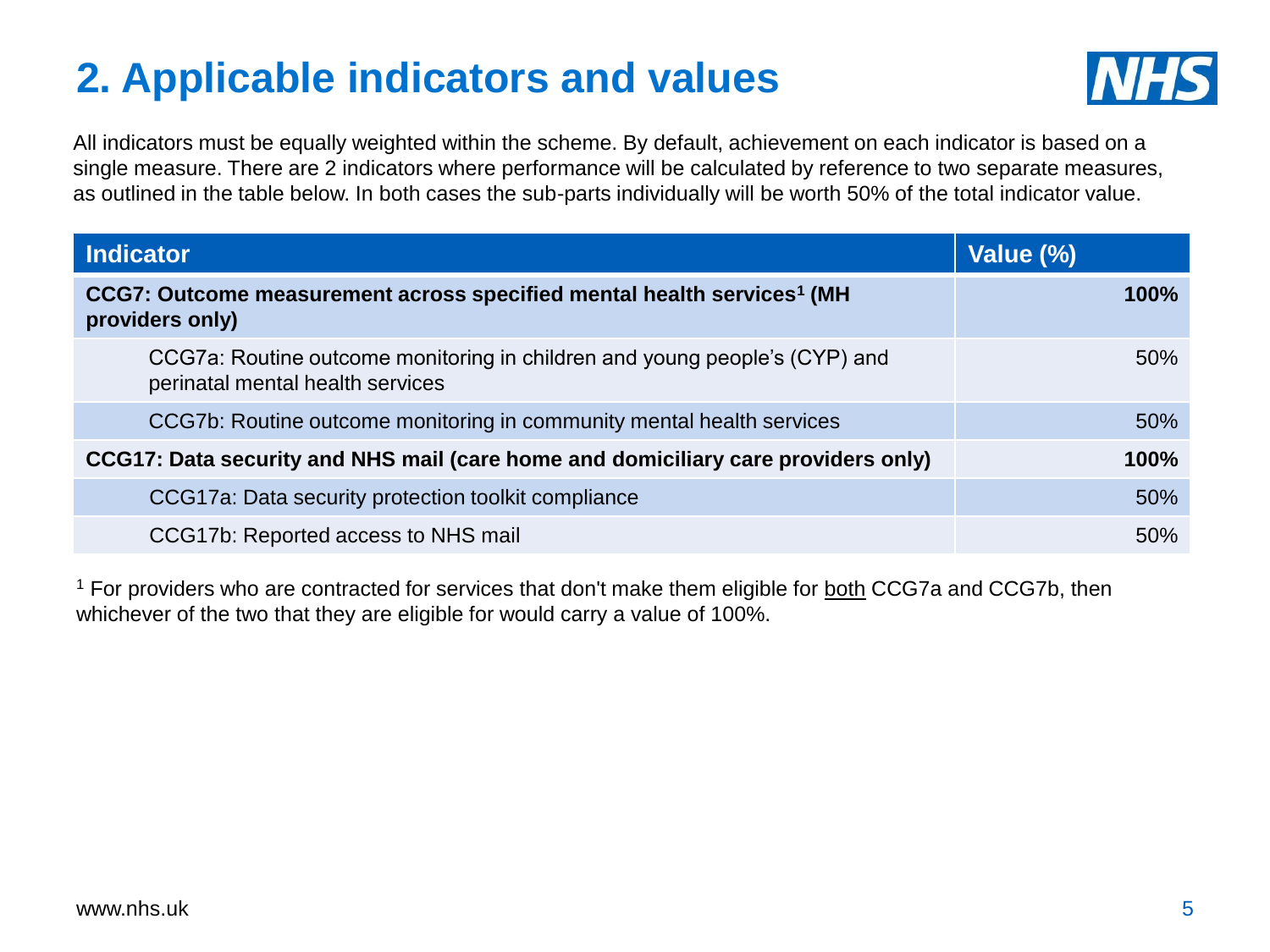# 2. Applicable indicators and values

All indicators must be equally weighted within the scheme. By default, achievement on each indicator is based on a single measure. There are 2 indicators where performance will be calculated by reference to two separate measures, as outlined in the table below. In both cases the sub-parts individually will be worth 50% of the total indicator value.

| Indicator | Value (%) |
| --- | --- |
| **CCG7: Outcome measurement across specified mental health services[1] (MH providers only)** | **100%** |
| CCG7a: Routine outcome monitoring in children and young people's (CYP) and perinatal mental health services | 50% |
| CCG7b: Routine outcome monitoring in community mental health services | 50% |
| **CCG17: Data security and NHS mail (care home and domiciliary care providers only)** | **100%** |
| CCG17a: Data security protection toolkit compliance | 50% |
| CCG17b: Reported access to NHS mail | 50% |

[1] For providers who are contracted for services that don't make them eligible for both CCG7a and CCG7b, then whichever of the two that they are eligible for would carry a value of 100%.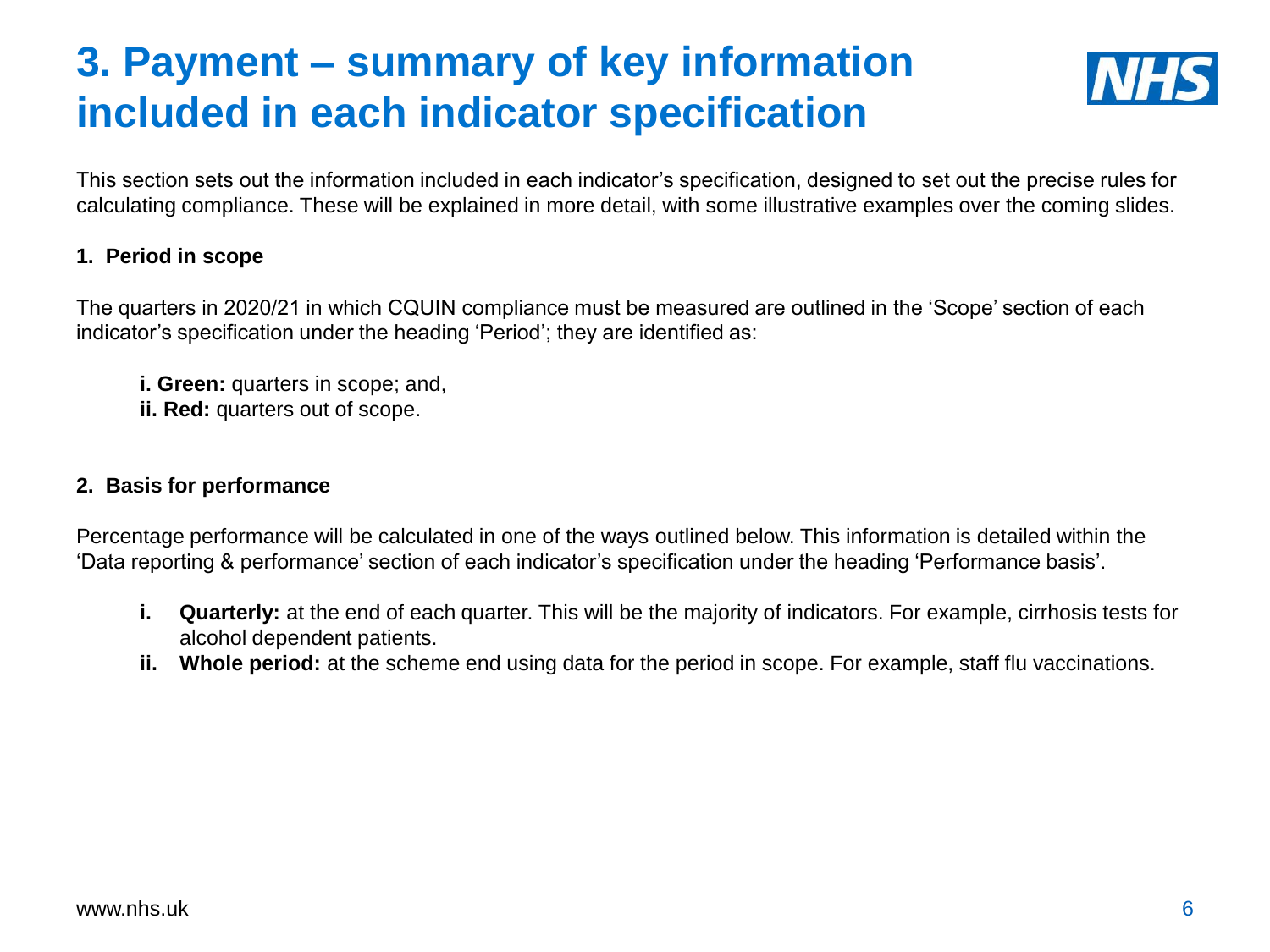# 3. Payment – summary of key information included in each indicator specification

This section sets out the information included in each indicator's specification, designed to set out the precise rules for calculating compliance. These will be explained in more detail, with some illustrative examples over the coming slides.

**1. Period in scope**

The quarters in 2020/21 in which CQUIN compliance must be measured are outlined in the 'Scope' section of each indicator's specification under the heading 'Period'; they are identified as:

**i. Green:** quarters in scope; and,
**ii. Red:** quarters out of scope.

**2. Basis for performance**

Percentage performance will be calculated in one of the ways outlined below. This information is detailed within the 'Data reporting & performance' section of each indicator's specification under the heading 'Performance basis'.

- **i. Quarterly:** at the end of each quarter. This will be the majority of indicators. For example, cirrhosis tests for alcohol dependent patients.
- **ii. Whole period:** at the scheme end using data for the period in scope. For example, staff flu vaccinations.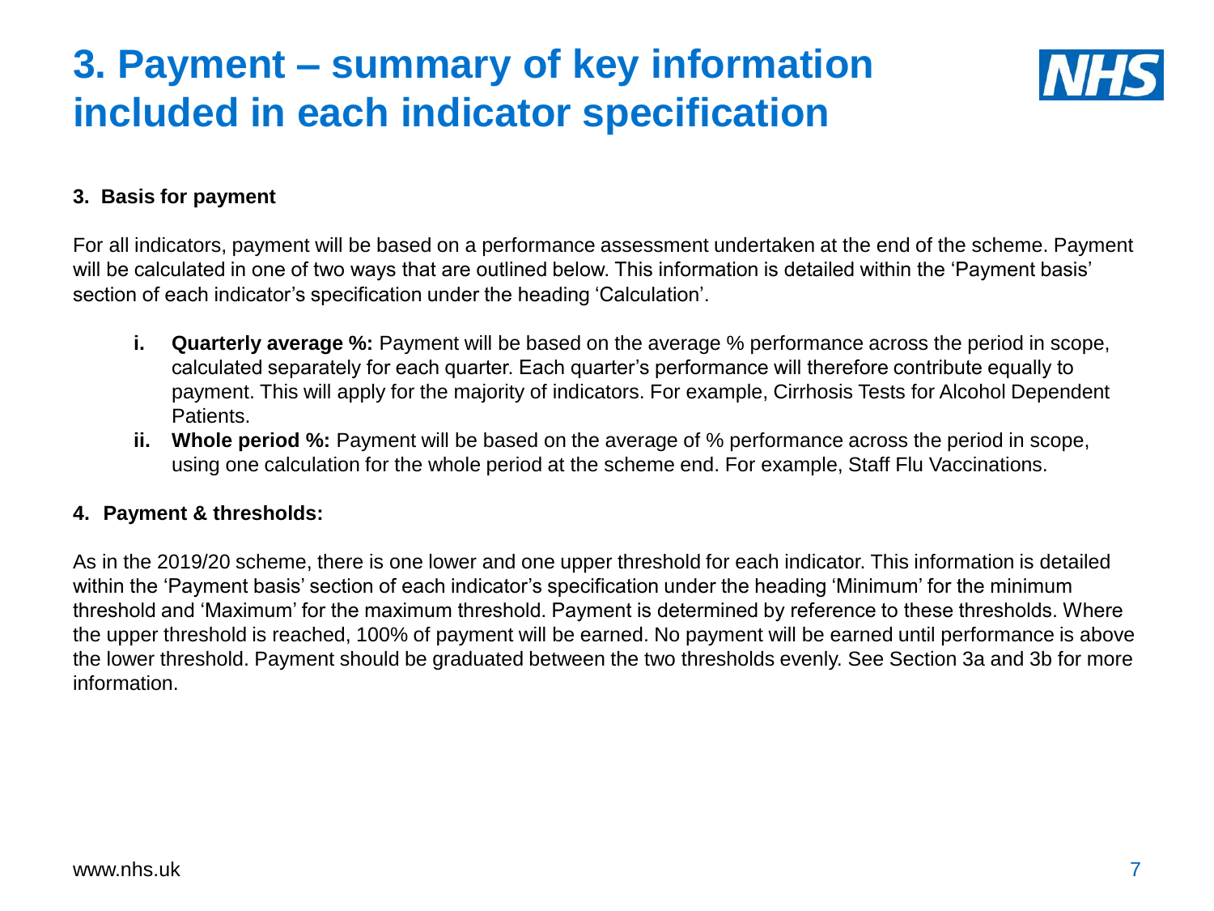# 3. Payment – summary of key information included in each indicator specification

**3. Basis for payment**

For all indicators, payment will be based on a performance assessment undertaken at the end of the scheme. Payment will be calculated in one of two ways that are outlined below. This information is detailed within the 'Payment basis' section of each indicator's specification under the heading 'Calculation'.

- **i. Quarterly average %:** Payment will be based on the average % performance across the period in scope, calculated separately for each quarter. Each quarter's performance will therefore contribute equally to payment. This will apply for the majority of indicators. For example, Cirrhosis Tests for Alcohol Dependent Patients.
- **ii. Whole period %:** Payment will be based on the average of % performance across the period in scope, using one calculation for the whole period at the scheme end. For example, Staff Flu Vaccinations.

**4. Payment & thresholds:**

As in the 2019/20 scheme, there is one lower and one upper threshold for each indicator. This information is detailed within the 'Payment basis' section of each indicator's specification under the heading 'Minimum' for the minimum threshold and 'Maximum' for the maximum threshold. Payment is determined by reference to these thresholds. Where the upper threshold is reached, 100% of payment will be earned. No payment will be earned until performance is above the lower threshold. Payment should be graduated between the two thresholds evenly. See Section 3a and 3b for more information.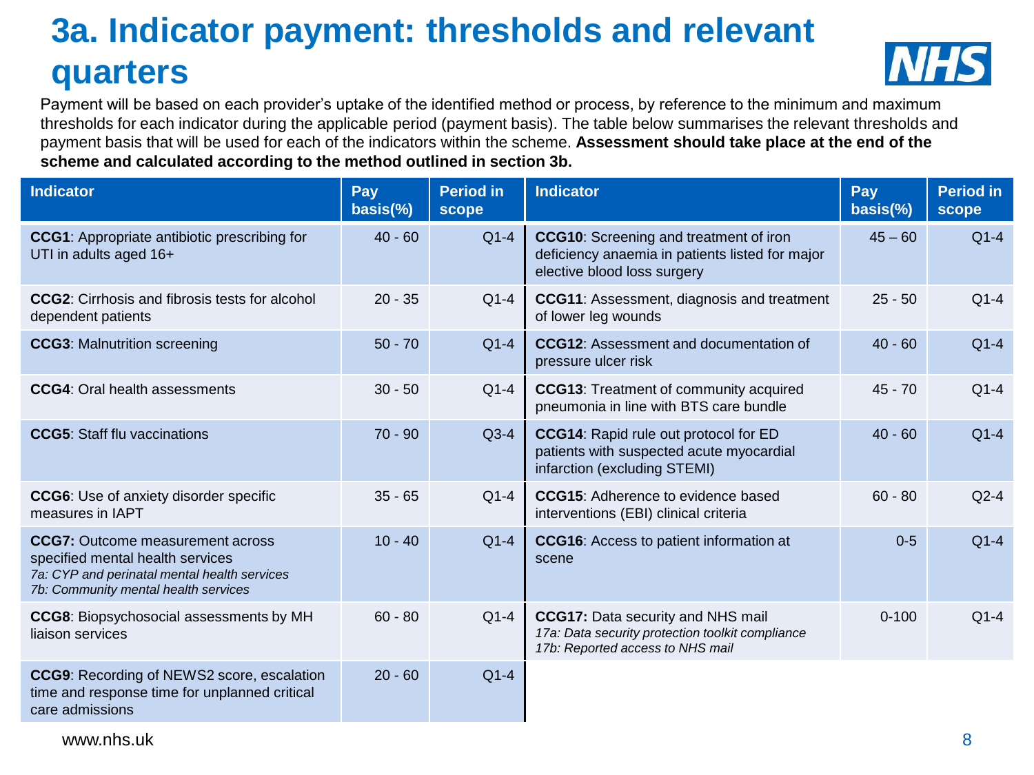# 3a. Indicator payment: thresholds and relevant quarters

Payment will be based on each provider's uptake of the identified method or process, by reference to the minimum and maximum thresholds for each indicator during the applicable period (payment basis). The table below summarises the relevant thresholds and payment basis that will be used for each of the indicators within the scheme. **Assessment should take place at the end of the scheme and calculated according to the method outlined in section 3b.**

| Indicator | Pay basis(%) | Period in scope | Indicator | Pay basis(%) | Period in scope |
|---|---|---|---|---|---|
| **CCG1**: Appropriate antibiotic prescribing for UTI in adults aged 16+ | 40 - 60 | Q1-4 | **CCG10**: Screening and treatment of iron deficiency anaemia in patients listed for major elective blood loss surgery | 45 – 60 | Q1-4 |
| **CCG2**: Cirrhosis and fibrosis tests for alcohol dependent patients | 20 - 35 | Q1-4 | **CCG11**: Assessment, diagnosis and treatment of lower leg wounds | 25 - 50 | Q1-4 |
| **CCG3**: Malnutrition screening | 50 - 70 | Q1-4 | **CCG12**: Assessment and documentation of pressure ulcer risk | 40 - 60 | Q1-4 |
| **CCG4**: Oral health assessments | 30 - 50 | Q1-4 | **CCG13**: Treatment of community acquired pneumonia in line with BTS care bundle | 45 - 70 | Q1-4 |
| **CCG5**: Staff flu vaccinations | 70 - 90 | Q3-4 | **CCG14**: Rapid rule out protocol for ED patients with suspected acute myocardial infarction (excluding STEMI) | 40 - 60 | Q1-4 |
| **CCG6**: Use of anxiety disorder specific measures in IAPT | 35 - 65 | Q1-4 | **CCG15**: Adherence to evidence based interventions (EBI) clinical criteria | 60 - 80 | Q2-4 |
| **CCG7:** Outcome measurement across specified mental health services<br>*7a: CYP and perinatal mental health services*<br>*7b: Community mental health services* | 10 - 40 | Q1-4 | **CCG16**: Access to patient information at scene | 0-5 | Q1-4 |
| **CCG8**: Biopsychosocial assessments by MH liaison services | 60 - 80 | Q1-4 | **CCG17:** Data security and NHS mail<br>*17a: Data security protection toolkit compliance*<br>*17b: Reported access to NHS mail* | 0-100 | Q1-4 |
| **CCG9**: Recording of NEWS2 score, escalation time and response time for unplanned critical care admissions | 20 - 60 | Q1-4 | | | |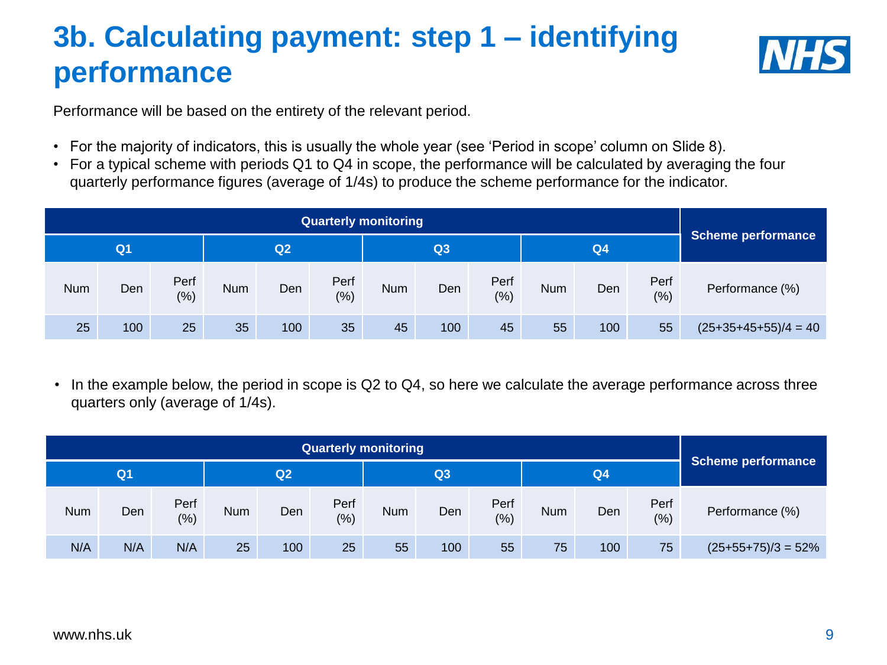# 3b. Calculating payment: step 1 – identifying performance

Performance will be based on the entirety of the relevant period.

- For the majority of indicators, this is usually the whole year (see 'Period in scope' column on Slide 8).
- For a typical scheme with periods Q1 to Q4 in scope, the performance will be calculated by averaging the four quarterly performance figures (average of 1/4s) to produce the scheme performance for the indicator.

| Quarterly monitoring | | | | | | | | | | | | Scheme performance |
|---|---|---|---|---|---|---|---|---|---|---|---|---|
| Q1 | | | Q2 | | | Q3 | | | Q4 | | | |
| Num | Den | Perf (%) | Num | Den | Perf (%) | Num | Den | Perf (%) | Num | Den | Perf (%) | Performance (%) |
| 25 | 100 | 25 | 35 | 100 | 35 | 45 | 100 | 45 | 55 | 100 | 55 | (25+35+45+55)/4 = 40 |

- In the example below, the period in scope is Q2 to Q4, so here we calculate the average performance across three quarters only (average of 1/4s).

| Quarterly monitoring | | | | | | | | | | | | Scheme performance |
|---|---|---|---|---|---|---|---|---|---|---|---|---|
| Q1 | | | Q2 | | | Q3 | | | Q4 | | | |
| Num | Den | Perf (%) | Num | Den | Perf (%) | Num | Den | Perf (%) | Num | Den | Perf (%) | Performance (%) |
| N/A | N/A | N/A | 25 | 100 | 25 | 55 | 100 | 55 | 75 | 100 | 75 | (25+55+75)/3 = 52% |

www.nhs.uk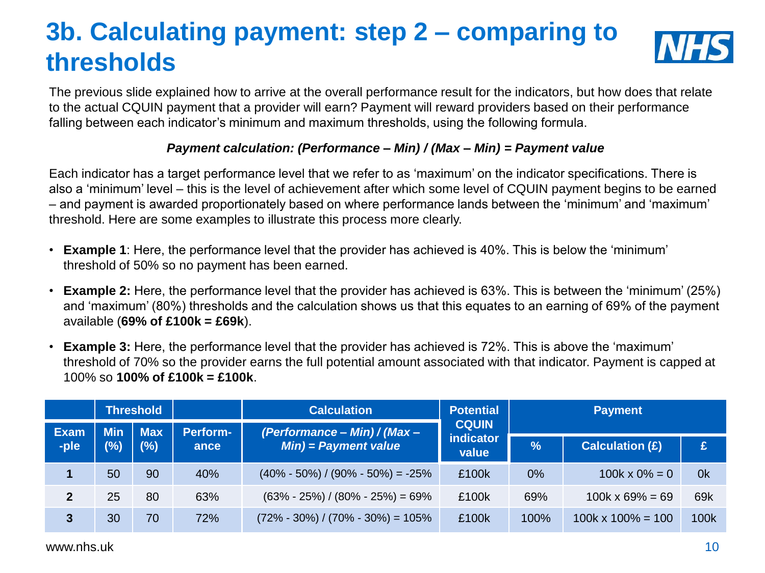# 3b. Calculating payment: step 2 – comparing to thresholds

The previous slide explained how to arrive at the overall performance result for the indicators, but how does that relate to the actual CQUIN payment that a provider will earn? Payment will reward providers based on their performance falling between each indicator's minimum and maximum thresholds, using the following formula.

***Payment calculation: (Performance – Min) / (Max – Min) = Payment value***

Each indicator has a target performance level that we refer to as 'maximum' on the indicator specifications. There is also a 'minimum' level – this is the level of achievement after which some level of CQUIN payment begins to be earned – and payment is awarded proportionately based on where performance lands between the 'minimum' and 'maximum' threshold. Here are some examples to illustrate this process more clearly.

- **Example 1**: Here, the performance level that the provider has achieved is 40%. This is below the 'minimum' threshold of 50% so no payment has been earned.
- **Example 2:** Here, the performance level that the provider has achieved is 63%. This is between the 'minimum' (25%) and 'maximum' (80%) thresholds and the calculation shows us that this equates to an earning of 69% of the payment available (**69% of £100k = £69k**).
- **Example 3:** Here, the performance level that the provider has achieved is 72%. This is above the 'maximum' threshold of 70% so the provider earns the full potential amount associated with that indicator. Payment is capped at 100% so **100% of £100k = £100k**.

| | Threshold | | | Calculation | Potential CQUIN indicator value | Payment | | |
|---|---|---|---|---|---|---|---|---|
| Example | Min (%) | Max (%) | Performance | *(Performance – Min) / (Max – Min) = Payment value* | | % | Calculation (£) | £ |
| **1** | 50 | 90 | 40% | (40% - 50%) / (90% - 50%) = -25% | £100k | 0% | 100k x 0% = 0 | 0k |
| **2** | 25 | 80 | 63% | (63% - 25%) / (80% - 25%) = 69% | £100k | 69% | 100k x 69% = 69 | 69k |
| **3** | 30 | 70 | 72% | (72% - 30%) / (70% - 30%) = 105% | £100k | 100% | 100k x 100% = 100 | 100k |

www.nhs.uk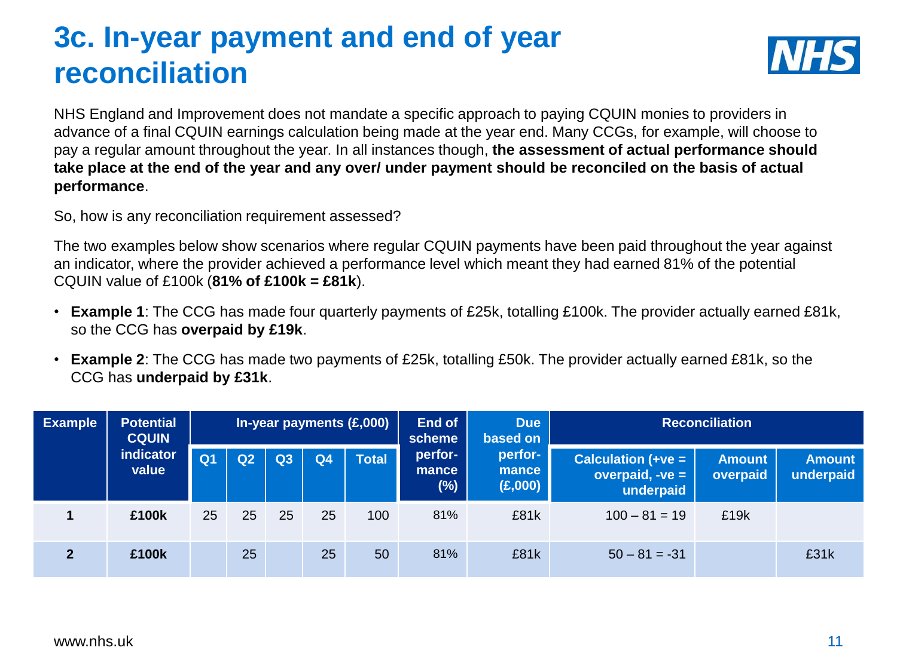# 3c. In-year payment and end of year reconciliation

NHS England and Improvement does not mandate a specific approach to paying CQUIN monies to providers in advance of a final CQUIN earnings calculation being made at the year end. Many CCGs, for example, will choose to pay a regular amount throughout the year. In all instances though, **the assessment of actual performance should take place at the end of the year and any over/ under payment should be reconciled on the basis of actual performance**.

So, how is any reconciliation requirement assessed?

The two examples below show scenarios where regular CQUIN payments have been paid throughout the year against an indicator, where the provider achieved a performance level which meant they had earned 81% of the potential CQUIN value of £100k (**81% of £100k = £81k**).

- **Example 1**: The CCG has made four quarterly payments of £25k, totalling £100k. The provider actually earned £81k, so the CCG has **overpaid by £19k**.
- **Example 2**: The CCG has made two payments of £25k, totalling £50k. The provider actually earned £81k, so the CCG has **underpaid by £31k**.

| Example | Potential CQUIN indicator value | In-year payments (£,000) | | | | | End of scheme performance (%) | Due based on performance (£,000) | Reconciliation | | |
|---|---|---|---|---|---|---|---|---|---|---|---|
| | | Q1 | Q2 | Q3 | Q4 | Total | | | Calculation (+ve = overpaid, -ve = underpaid | Amount overpaid | Amount underpaid |
| 1 | £100k | 25 | 25 | 25 | 25 | 100 | 81% | £81k | 100 – 81 = 19 | £19k | |
| 2 | £100k | | 25 | | 25 | 50 | 81% | £81k | 50 – 81 = -31 | | £31k |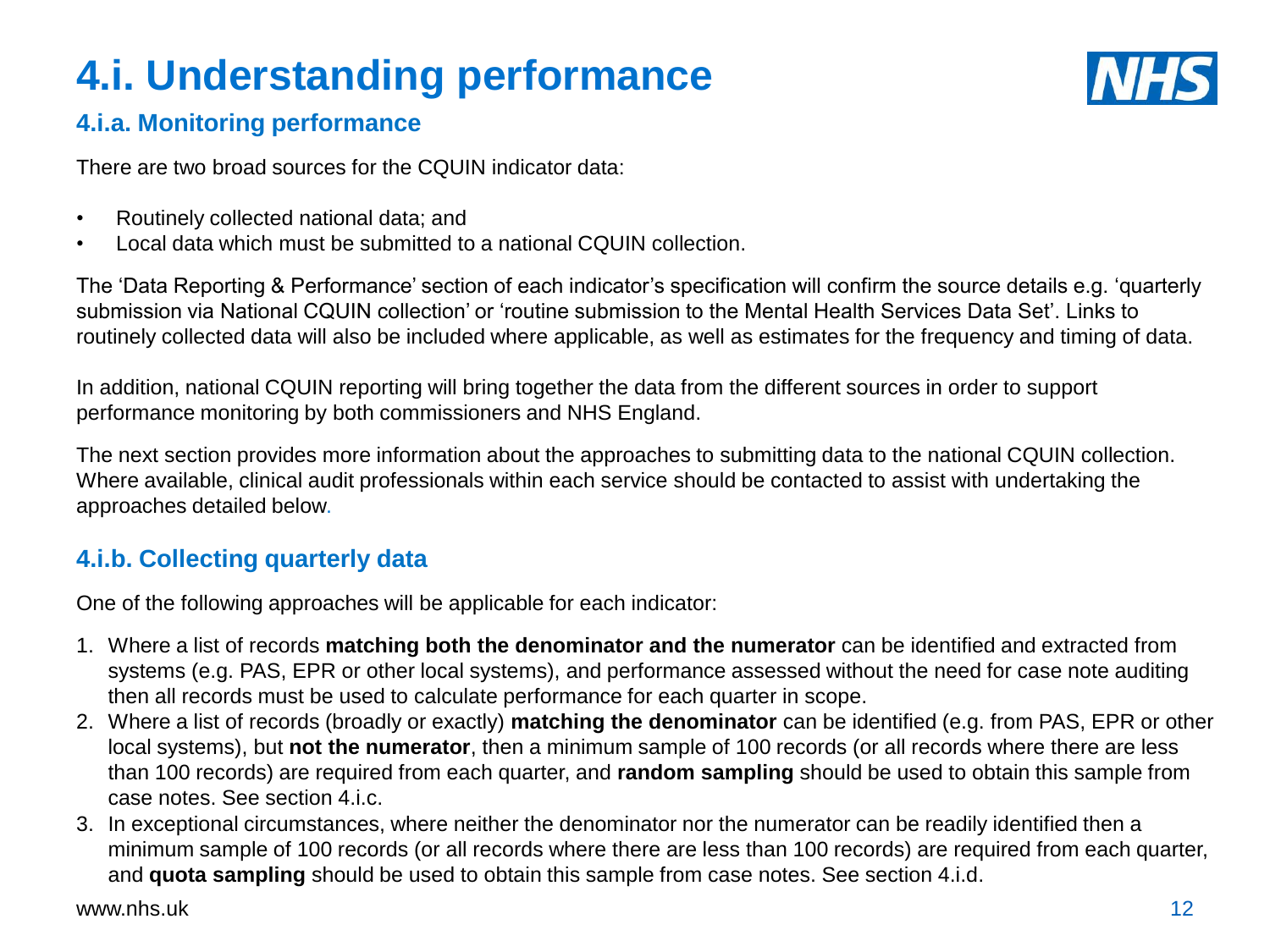# 4.i. Understanding performance

## 4.i.a. Monitoring performance

There are two broad sources for the CQUIN indicator data:

- Routinely collected national data; and
- Local data which must be submitted to a national CQUIN collection.

The 'Data Reporting & Performance' section of each indicator's specification will confirm the source details e.g. 'quarterly submission via National CQUIN collection' or 'routine submission to the Mental Health Services Data Set'. Links to routinely collected data will also be included where applicable, as well as estimates for the frequency and timing of data.

In addition, national CQUIN reporting will bring together the data from the different sources in order to support performance monitoring by both commissioners and NHS England.

The next section provides more information about the approaches to submitting data to the national CQUIN collection. Where available, clinical audit professionals within each service should be contacted to assist with undertaking the approaches detailed below.

## 4.i.b. Collecting quarterly data

One of the following approaches will be applicable for each indicator:

1. Where a list of records **matching both the denominator and the numerator** can be identified and extracted from systems (e.g. PAS, EPR or other local systems), and performance assessed without the need for case note auditing then all records must be used to calculate performance for each quarter in scope.
2. Where a list of records (broadly or exactly) **matching the denominator** can be identified (e.g. from PAS, EPR or other local systems), but **not the numerator**, then a minimum sample of 100 records (or all records where there are less than 100 records) are required from each quarter, and **random sampling** should be used to obtain this sample from case notes. See section 4.i.c.
3. In exceptional circumstances, where neither the denominator nor the numerator can be readily identified then a minimum sample of 100 records (or all records where there are less than 100 records) are required from each quarter, and **quota sampling** should be used to obtain this sample from case notes. See section 4.i.d.

www.nhs.uk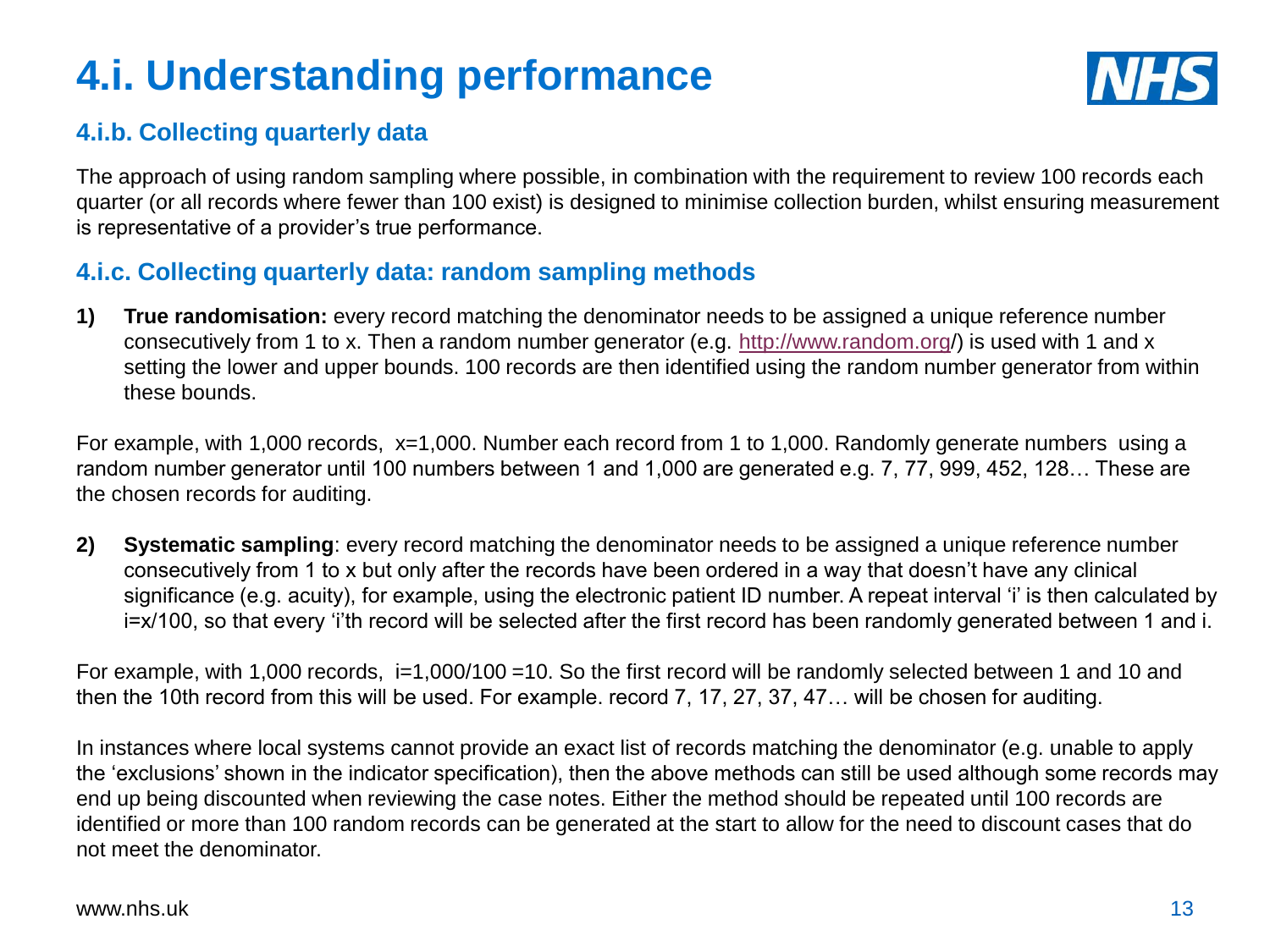# 4.i. Understanding performance

## 4.i.b. Collecting quarterly data

The approach of using random sampling where possible, in combination with the requirement to review 100 records each quarter (or all records where fewer than 100 exist) is designed to minimise collection burden, whilst ensuring measurement is representative of a provider's true performance.

## 4.i.c. Collecting quarterly data: random sampling methods

1) **True randomisation:** every record matching the denominator needs to be assigned a unique reference number consecutively from 1 to x. Then a random number generator (e.g. http://www.random.org/) is used with 1 and x setting the lower and upper bounds. 100 records are then identified using the random number generator from within these bounds.

For example, with 1,000 records, x=1,000. Number each record from 1 to 1,000. Randomly generate numbers using a random number generator until 100 numbers between 1 and 1,000 are generated e.g. 7, 77, 999, 452, 128… These are the chosen records for auditing.

2) **Systematic sampling**: every record matching the denominator needs to be assigned a unique reference number consecutively from 1 to x but only after the records have been ordered in a way that doesn't have any clinical significance (e.g. acuity), for example, using the electronic patient ID number. A repeat interval 'i' is then calculated by i=x/100, so that every 'i'th record will be selected after the first record has been randomly generated between 1 and i.

For example, with 1,000 records, i=1,000/100 =10. So the first record will be randomly selected between 1 and 10 and then the 10th record from this will be used. For example. record 7, 17, 27, 37, 47… will be chosen for auditing.

In instances where local systems cannot provide an exact list of records matching the denominator (e.g. unable to apply the 'exclusions' shown in the indicator specification), then the above methods can still be used although some records may end up being discounted when reviewing the case notes. Either the method should be repeated until 100 records are identified or more than 100 random records can be generated at the start to allow for the need to discount cases that do not meet the denominator.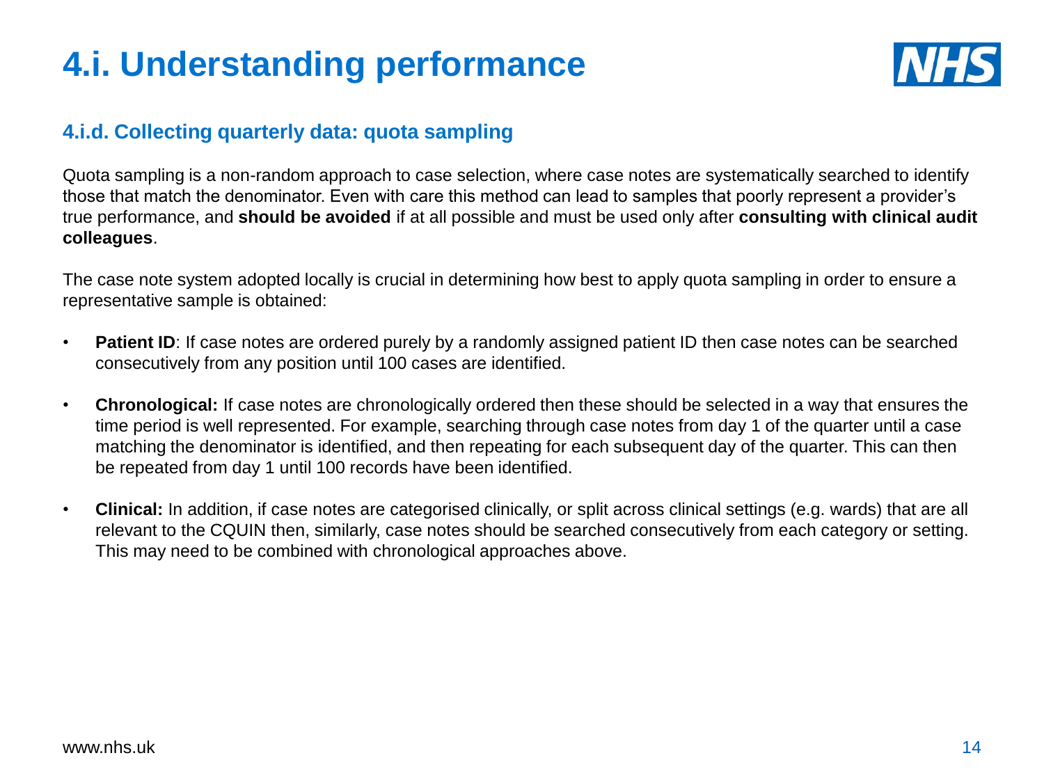# 4.i. Understanding performance

### 4.i.d. Collecting quarterly data: quota sampling

Quota sampling is a non-random approach to case selection, where case notes are systematically searched to identify those that match the denominator. Even with care this method can lead to samples that poorly represent a provider's true performance, and **should be avoided** if at all possible and must be used only after **consulting with clinical audit colleagues**.

The case note system adopted locally is crucial in determining how best to apply quota sampling in order to ensure a representative sample is obtained:

- **Patient ID**: If case notes are ordered purely by a randomly assigned patient ID then case notes can be searched consecutively from any position until 100 cases are identified.
- **Chronological:** If case notes are chronologically ordered then these should be selected in a way that ensures the time period is well represented. For example, searching through case notes from day 1 of the quarter until a case matching the denominator is identified, and then repeating for each subsequent day of the quarter. This can then be repeated from day 1 until 100 records have been identified.
- **Clinical:** In addition, if case notes are categorised clinically, or split across clinical settings (e.g. wards) that are all relevant to the CQUIN then, similarly, case notes should be searched consecutively from each category or setting. This may need to be combined with chronological approaches above.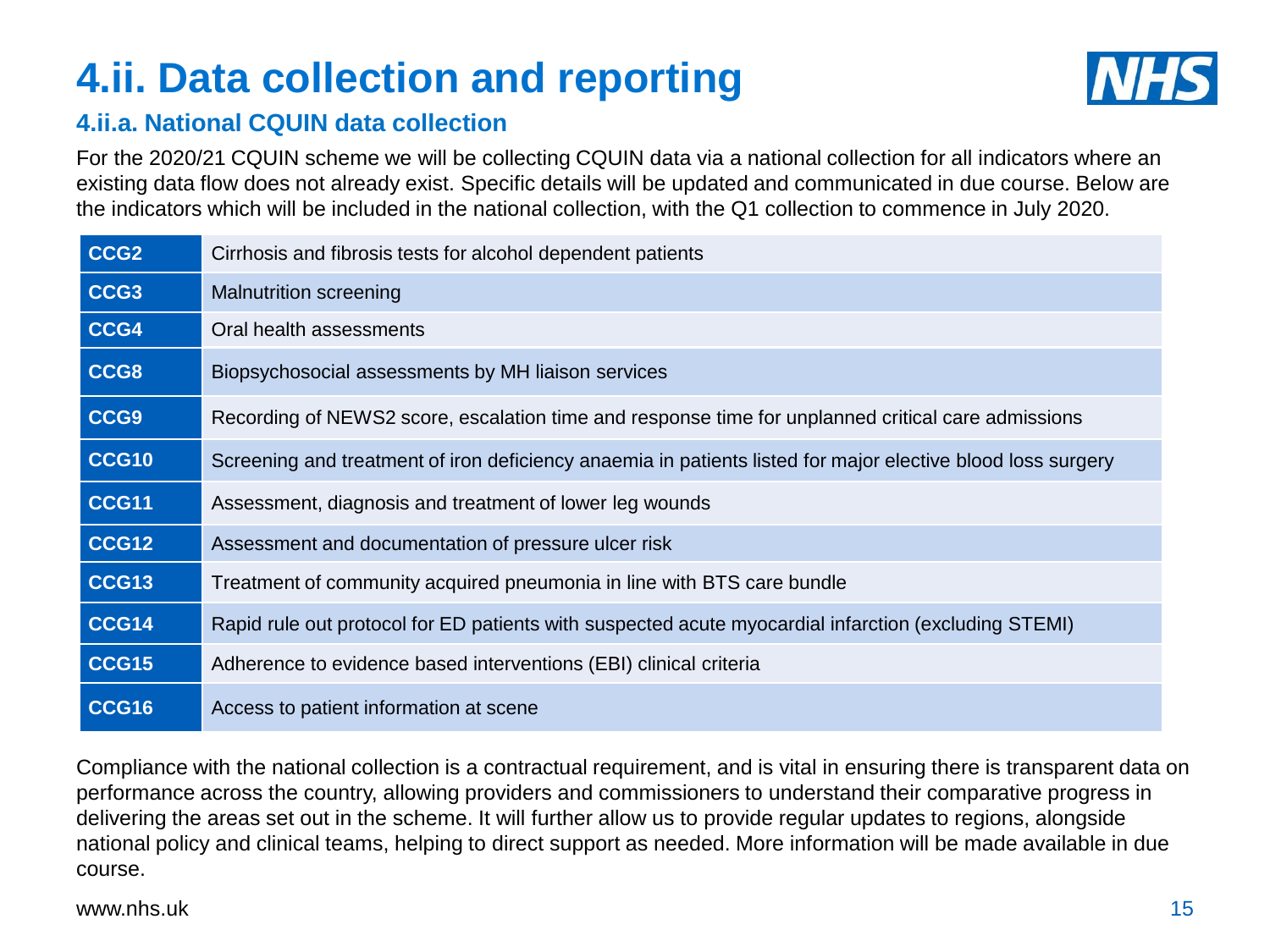# 4.ii. Data collection and reporting

## 4.ii.a. National CQUIN data collection

For the 2020/21 CQUIN scheme we will be collecting CQUIN data via a national collection for all indicators where an existing data flow does not already exist. Specific details will be updated and communicated in due course. Below are the indicators which will be included in the national collection, with the Q1 collection to commence in July 2020.

| | |
|---|---|
| **CCG2** | Cirrhosis and fibrosis tests for alcohol dependent patients |
| **CCG3** | Malnutrition screening |
| **CCG4** | Oral health assessments |
| **CCG8** | Biopsychosocial assessments by MH liaison services |
| **CCG9** | Recording of NEWS2 score, escalation time and response time for unplanned critical care admissions |
| **CCG10** | Screening and treatment of iron deficiency anaemia in patients listed for major elective blood loss surgery |
| **CCG11** | Assessment, diagnosis and treatment of lower leg wounds |
| **CCG12** | Assessment and documentation of pressure ulcer risk |
| **CCG13** | Treatment of community acquired pneumonia in line with BTS care bundle |
| **CCG14** | Rapid rule out protocol for ED patients with suspected acute myocardial infarction (excluding STEMI) |
| **CCG15** | Adherence to evidence based interventions (EBI) clinical criteria |
| **CCG16** | Access to patient information at scene |

Compliance with the national collection is a contractual requirement, and is vital in ensuring there is transparent data on performance across the country, allowing providers and commissioners to understand their comparative progress in delivering the areas set out in the scheme. It will further allow us to provide regular updates to regions, alongside national policy and clinical teams, helping to direct support as needed. More information will be made available in due course.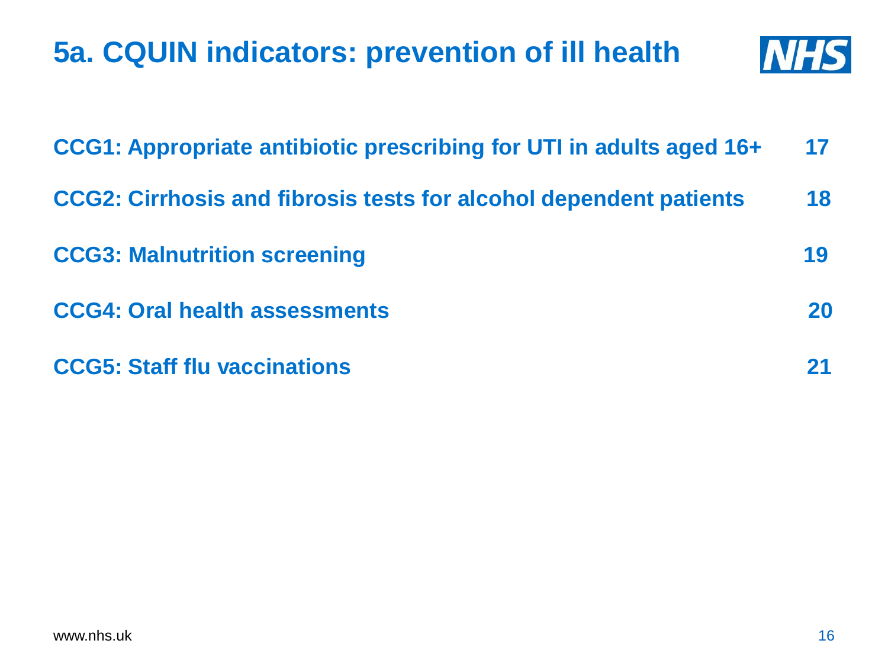# 5a. CQUIN indicators: prevention of ill health

| | |
|---|---|
| **CCG1: Appropriate antibiotic prescribing for UTI in adults aged 16+** | **17** |
| **CCG2: Cirrhosis and fibrosis tests for alcohol dependent patients** | **18** |
| **CCG3: Malnutrition screening** | **19** |
| **CCG4: Oral health assessments** | **20** |
| **CCG5: Staff flu vaccinations** | **21** |

www.nhs.uk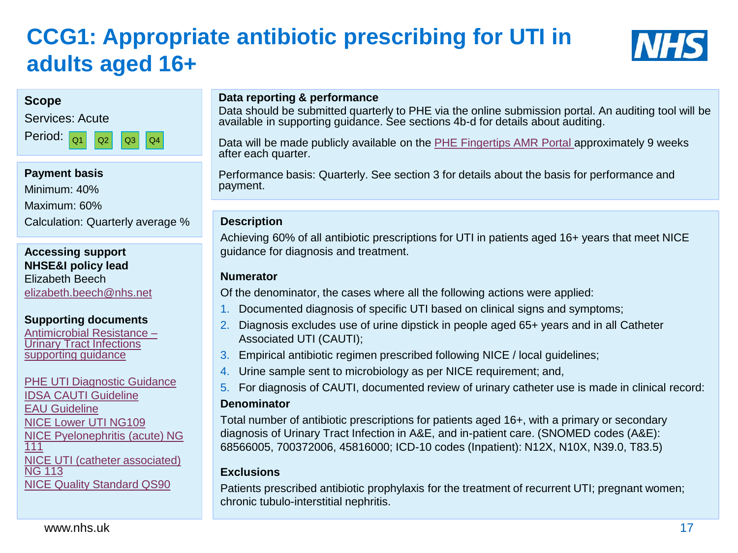# CCG1: Appropriate antibiotic prescribing for UTI in adults aged 16+

### Scope

Services: Acute

Period: Q1 Q2 Q3 Q4

### Payment basis

Minimum: 40%

Maximum: 60%

Calculation: Quarterly average %

### Accessing support

**NHSE&I policy lead**

Elizabeth Beech

elizabeth.beech@nhs.net

**Supporting documents**

Antimicrobial Resistance – Urinary Tract Infections supporting guidance

PHE UTI Diagnostic Guidance

IDSA CAUTI Guideline

EAU Guideline

NICE Lower UTI NG109

NICE Pyelonephritis (acute) NG 111

NICE UTI (catheter associated) NG 113

NICE Quality Standard QS90

### Data reporting & performance

Data should be submitted quarterly to PHE via the online submission portal. An auditing tool will be available in supporting guidance. See sections 4b-d for details about auditing.

Data will be made publicly available on the PHE Fingertips AMR Portal approximately 9 weeks after each quarter.

Performance basis: Quarterly. See section 3 for details about the basis for performance and payment.

### Description

Achieving 60% of all antibiotic prescriptions for UTI in patients aged 16+ years that meet NICE guidance for diagnosis and treatment.

**Numerator**

Of the denominator, the cases where all the following actions were applied:

1. Documented diagnosis of specific UTI based on clinical signs and symptoms;
2. Diagnosis excludes use of urine dipstick in people aged 65+ years and in all Catheter Associated UTI (CAUTI);
3. Empirical antibiotic regimen prescribed following NICE / local guidelines;
4. Urine sample sent to microbiology as per NICE requirement; and,
5. For diagnosis of CAUTI, documented review of urinary catheter use is made in clinical record:

**Denominator**

Total number of antibiotic prescriptions for patients aged 16+, with a primary or secondary diagnosis of Urinary Tract Infection in A&E, and in-patient care. (SNOMED codes (A&E): 68566005, 700372006, 45816000; ICD-10 codes (Inpatient): N12X, N10X, N39.0, T83.5)

**Exclusions**

Patients prescribed antibiotic prophylaxis for the treatment of recurrent UTI; pregnant women; chronic tubulo-interstitial nephritis.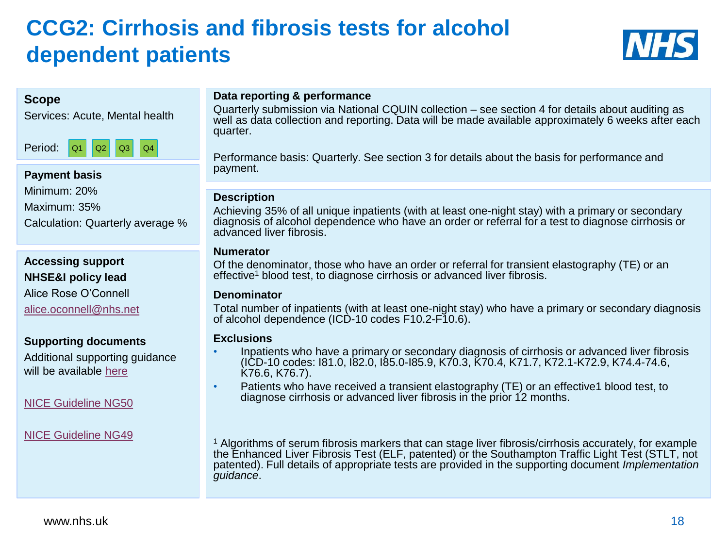# CCG2: Cirrhosis and fibrosis tests for alcohol dependent patients

NHS

## Scope

Services: Acute, Mental health

Period: Q1 Q2 Q3 Q4

## Payment basis

Minimum: 20%

Maximum: 35%

Calculation: Quarterly average %

## Accessing support

**NHSE&I policy lead**

Alice Rose O'Connell

alice.oconnell@nhs.net

**Supporting documents**

Additional supporting guidance will be available here

NICE Guideline NG50

NICE Guideline NG49

## Data reporting & performance

Quarterly submission via National CQUIN collection – see section 4 for details about auditing as well as data collection and reporting. Data will be made available approximately 6 weeks after each quarter.

Performance basis: Quarterly. See section 3 for details about the basis for performance and payment.

## Description

Achieving 35% of all unique inpatients (with at least one-night stay) with a primary or secondary diagnosis of alcohol dependence who have an order or referral for a test to diagnose cirrhosis or advanced liver fibrosis.

### Numerator

Of the denominator, those who have an order or referral for transient elastography (TE) or an effective[1] blood test, to diagnose cirrhosis or advanced liver fibrosis.

### Denominator

Total number of inpatients (with at least one-night stay) who have a primary or secondary diagnosis of alcohol dependence (ICD-10 codes F10.2-F10.6).

### Exclusions

- Inpatients who have a primary or secondary diagnosis of cirrhosis or advanced liver fibrosis (ICD-10 codes: I81.0, I82.0, I85.0-I85.9, K70.3, K70.4, K71.7, K72.1-K72.9, K74.4-74.6, K76.6, K76.7).
- Patients who have received a transient elastography (TE) or an effective1 blood test, to diagnose cirrhosis or advanced liver fibrosis in the prior 12 months.

[1] Algorithms of serum fibrosis markers that can stage liver fibrosis/cirrhosis accurately, for example the Enhanced Liver Fibrosis Test (ELF, patented) or the Southampton Traffic Light Test (STLT, not patented). Full details of appropriate tests are provided in the supporting document *Implementation guidance*.

www.nhs.uk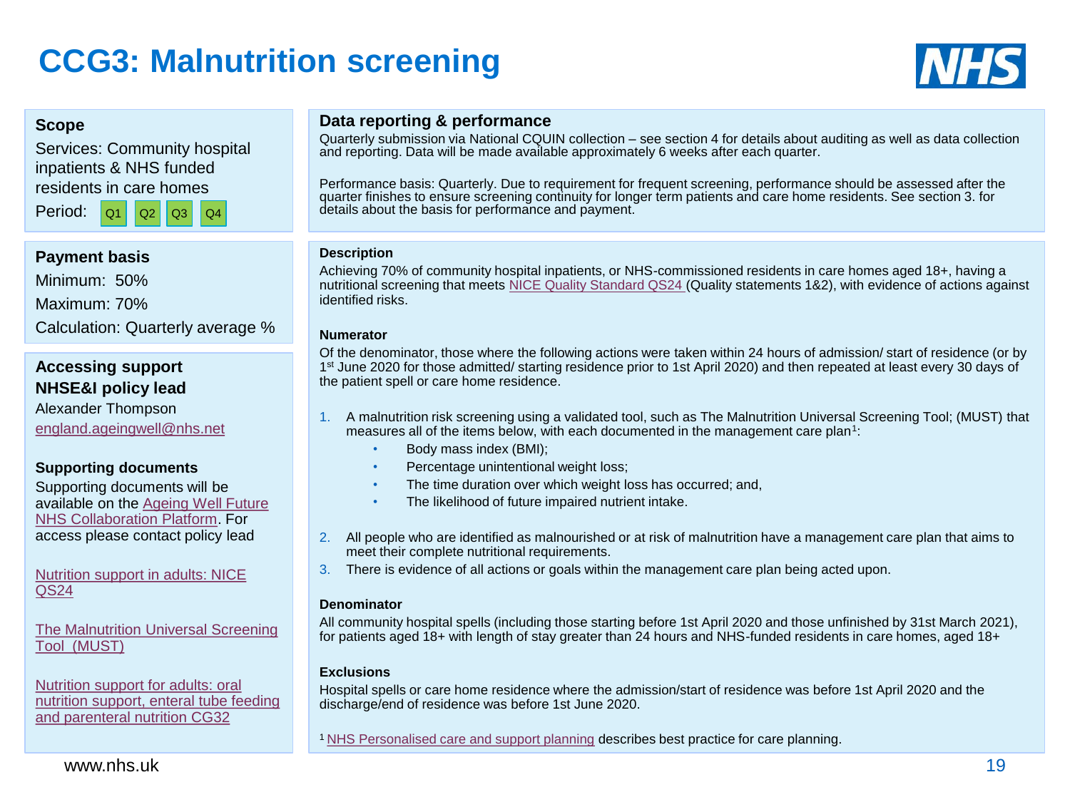# CCG3: Malnutrition screening

## Scope

Services: Community hospital inpatients & NHS funded residents in care homes

Period: Q1 Q2 Q3 Q4

## Payment basis

Minimum: 50%

Maximum: 70%

Calculation: Quarterly average %

## Accessing support

### NHSE&I policy lead

Alexander Thompson

england.ageingwell@nhs.net

### Supporting documents

Supporting documents will be available on the Ageing Well Future NHS Collaboration Platform. For access please contact policy lead

Nutrition support in adults: NICE QS24

The Malnutrition Universal Screening Tool (MUST)

Nutrition support for adults: oral nutrition support, enteral tube feeding and parenteral nutrition CG32

## Data reporting & performance

Quarterly submission via National CQUIN collection – see section 4 for details about auditing as well as data collection and reporting. Data will be made available approximately 6 weeks after each quarter.

Performance basis: Quarterly. Due to requirement for frequent screening, performance should be assessed after the quarter finishes to ensure screening continuity for longer term patients and care home residents. See section 3. for details about the basis for performance and payment.

### Description

Achieving 70% of community hospital inpatients, or NHS-commissioned residents in care homes aged 18+, having a nutritional screening that meets NICE Quality Standard QS24 (Quality statements 1&2), with evidence of actions against identified risks.

### Numerator

Of the denominator, those where the following actions were taken within 24 hours of admission/ start of residence (or by 1st June 2020 for those admitted/ starting residence prior to 1st April 2020) and then repeated at least every 30 days of the patient spell or care home residence.

1. A malnutrition risk screening using a validated tool, such as The Malnutrition Universal Screening Tool; (MUST) that measures all of the items below, with each documented in the management care plan[1]:
   - Body mass index (BMI);
   - Percentage unintentional weight loss;
   - The time duration over which weight loss has occurred; and,
   - The likelihood of future impaired nutrient intake.
2. All people who are identified as malnourished or at risk of malnutrition have a management care plan that aims to meet their complete nutritional requirements.
3. There is evidence of all actions or goals within the management care plan being acted upon.

### Denominator

All community hospital spells (including those starting before 1st April 2020 and those unfinished by 31st March 2021), for patients aged 18+ with length of stay greater than 24 hours and NHS-funded residents in care homes, aged 18+

### Exclusions

Hospital spells or care home residence where the admission/start of residence was before 1st April 2020 and the discharge/end of residence was before 1st June 2020.

[1] NHS Personalised care and support planning describes best practice for care planning.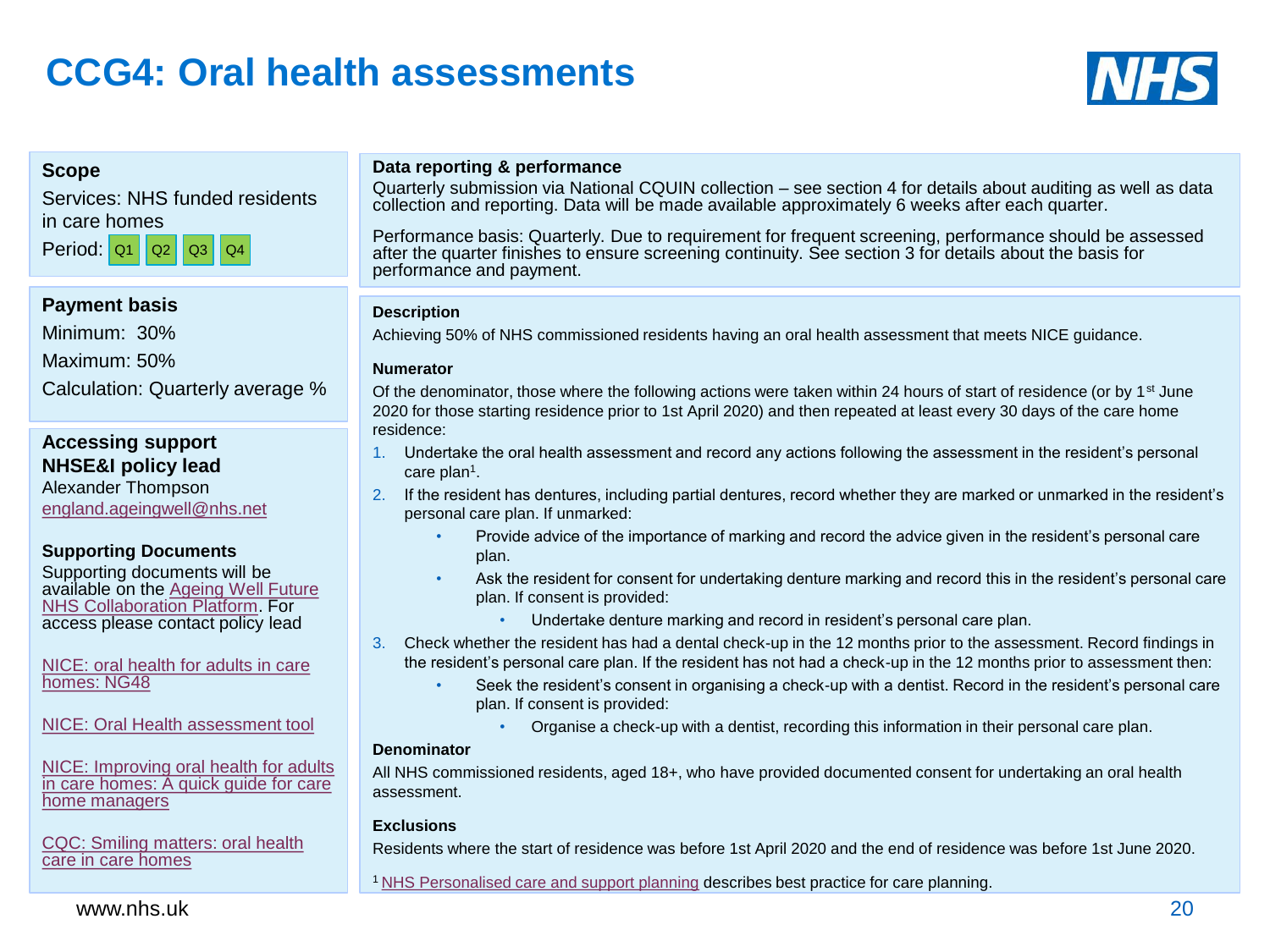# CCG4: Oral health assessments

## Scope

Services: NHS funded residents in care homes

Period: Q1 Q2 Q3 Q4

## Payment basis

Minimum: 30%

Maximum: 50%

Calculation: Quarterly average %

## Accessing support

**NHSE&I policy lead**

Alexander Thompson

england.ageingwell@nhs.net

**Supporting Documents**

Supporting documents will be available on the Ageing Well Future NHS Collaboration Platform. For access please contact policy lead

NICE: oral health for adults in care homes: NG48

NICE: Oral Health assessment tool

NICE: Improving oral health for adults in care homes: A quick guide for care home managers

CQC: Smiling matters: oral health care in care homes

## Data reporting & performance

Quarterly submission via National CQUIN collection – see section 4 for details about auditing as well as data collection and reporting. Data will be made available approximately 6 weeks after each quarter.

Performance basis: Quarterly. Due to requirement for frequent screening, performance should be assessed after the quarter finishes to ensure screening continuity. See section 3 for details about the basis for performance and payment.

## Description

Achieving 50% of NHS commissioned residents having an oral health assessment that meets NICE guidance.

**Numerator**

Of the denominator, those where the following actions were taken within 24 hours of start of residence (or by 1st June 2020 for those starting residence prior to 1st April 2020) and then repeated at least every 30 days of the care home residence:

1. Undertake the oral health assessment and record any actions following the assessment in the resident's personal care plan[1].
2. If the resident has dentures, including partial dentures, record whether they are marked or unmarked in the resident's personal care plan. If unmarked:
   - Provide advice of the importance of marking and record the advice given in the resident's personal care plan.
   - Ask the resident for consent for undertaking denture marking and record this in the resident's personal care plan. If consent is provided:
     - Undertake denture marking and record in resident's personal care plan.
3. Check whether the resident has had a dental check-up in the 12 months prior to the assessment. Record findings in the resident's personal care plan. If the resident has not had a check-up in the 12 months prior to assessment then:
   - Seek the resident's consent in organising a check-up with a dentist. Record in the resident's personal care plan. If consent is provided:
     - Organise a check-up with a dentist, recording this information in their personal care plan.

**Denominator**

All NHS commissioned residents, aged 18+, who have provided documented consent for undertaking an oral health assessment.

**Exclusions**

Residents where the start of residence was before 1st April 2020 and the end of residence was before 1st June 2020.

[1] NHS Personalised care and support planning describes best practice for care planning.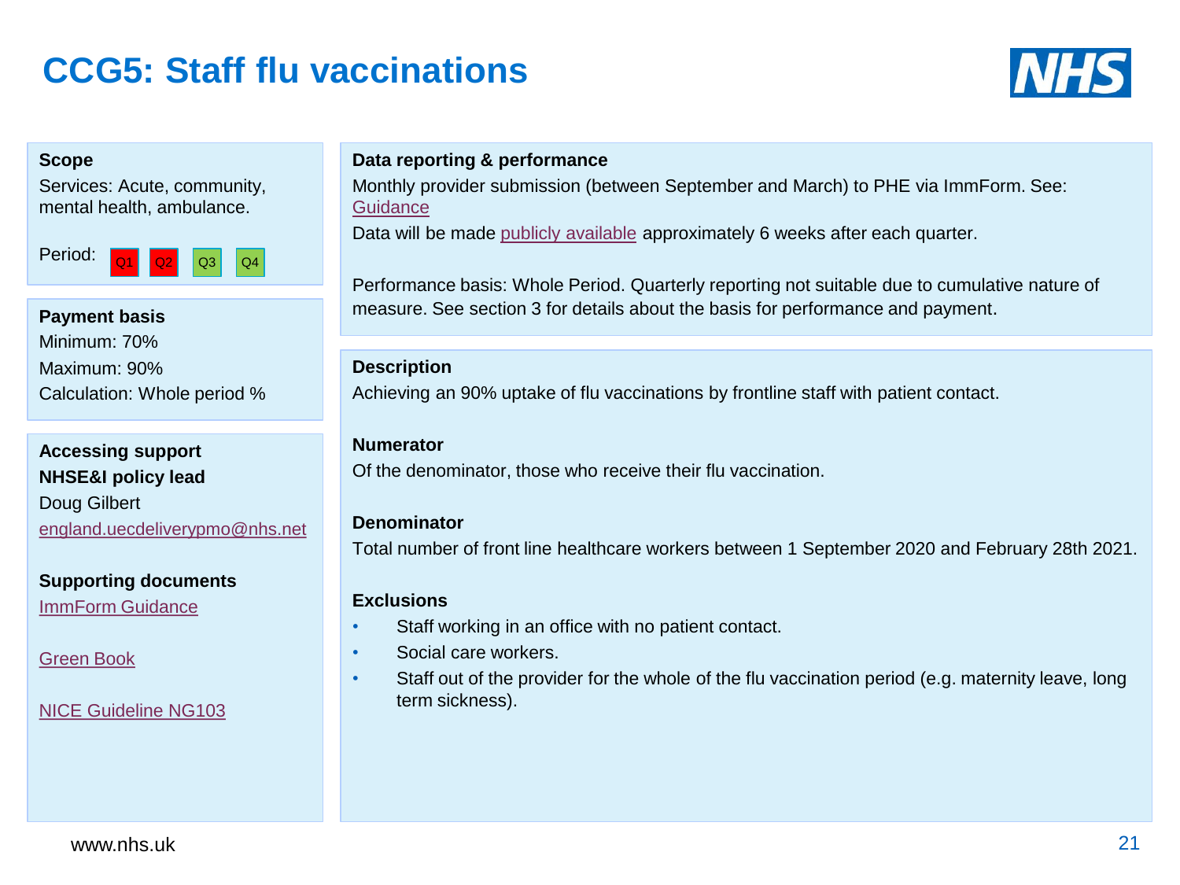# CCG5: Staff flu vaccinations

**Scope**

Services: Acute, community, mental health, ambulance.

Period: Q1 Q2 Q3 Q4

**Payment basis**

Minimum: 70%

Maximum: 90%

Calculation: Whole period %

**Accessing support**

**NHSE&I policy lead**

Doug Gilbert

england.uecdeliverypmo@nhs.net

**Supporting documents**

ImmForm Guidance

Green Book

NICE Guideline NG103

**Data reporting & performance**

Monthly provider submission (between September and March) to PHE via ImmForm. See: Guidance

Data will be made publicly available approximately 6 weeks after each quarter.

Performance basis: Whole Period. Quarterly reporting not suitable due to cumulative nature of measure. See section 3 for details about the basis for performance and payment.

**Description**

Achieving an 90% uptake of flu vaccinations by frontline staff with patient contact.

**Numerator**

Of the denominator, those who receive their flu vaccination.

**Denominator**

Total number of front line healthcare workers between 1 September 2020 and February 28th 2021.

**Exclusions**

- Staff working in an office with no patient contact.
- Social care workers.
- Staff out of the provider for the whole of the flu vaccination period (e.g. maternity leave, long term sickness).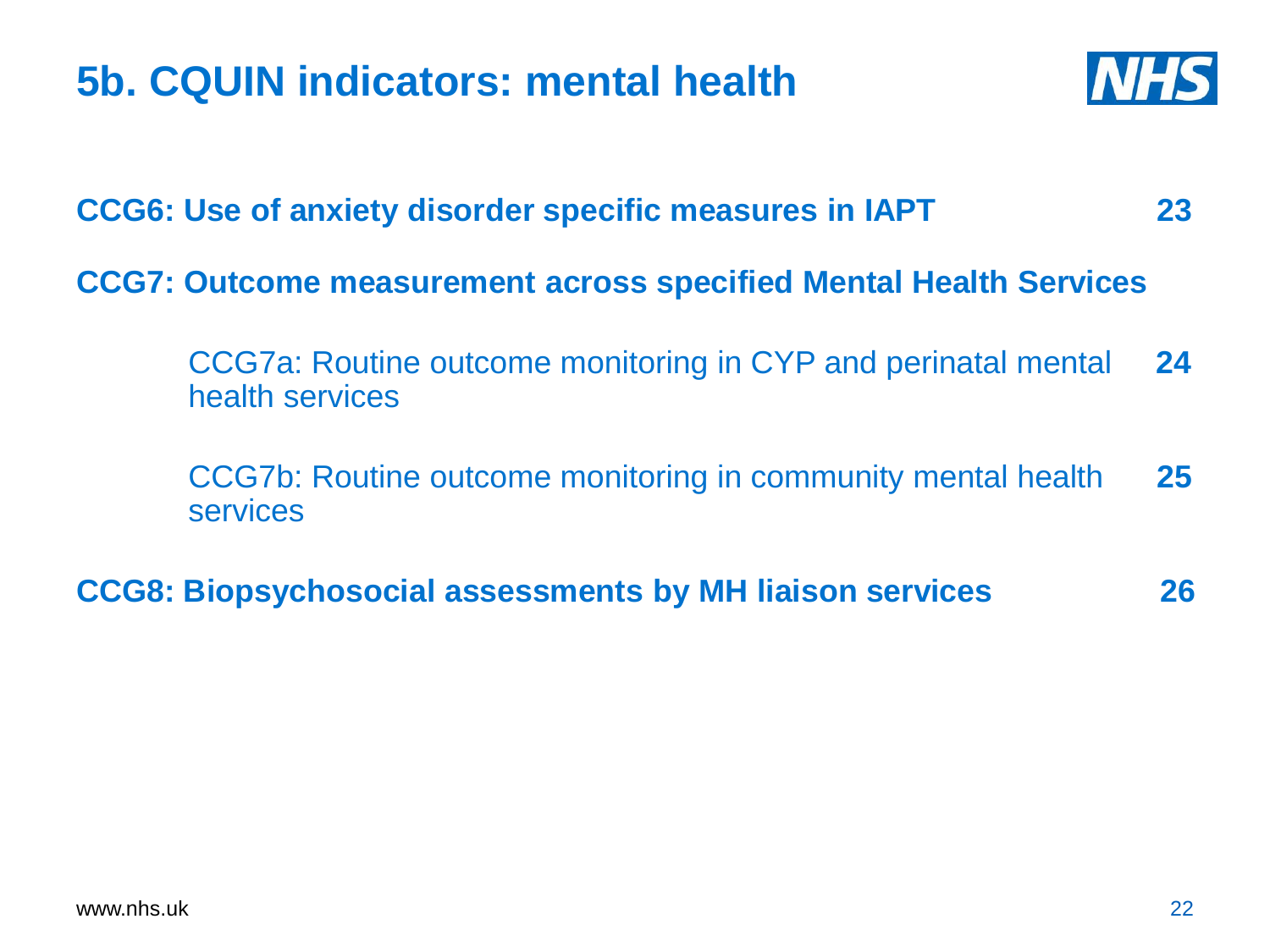# 5b. CQUIN indicators: mental health

**CCG6: Use of anxiety disorder specific measures in IAPT** **23**

**CCG7: Outcome measurement across specified Mental Health Services**

CCG7a: Routine outcome monitoring in CYP and perinatal mental health services **24**

CCG7b: Routine outcome monitoring in community mental health services **25**

**CCG8: Biopsychosocial assessments by MH liaison services** **26**

www.nhs.uk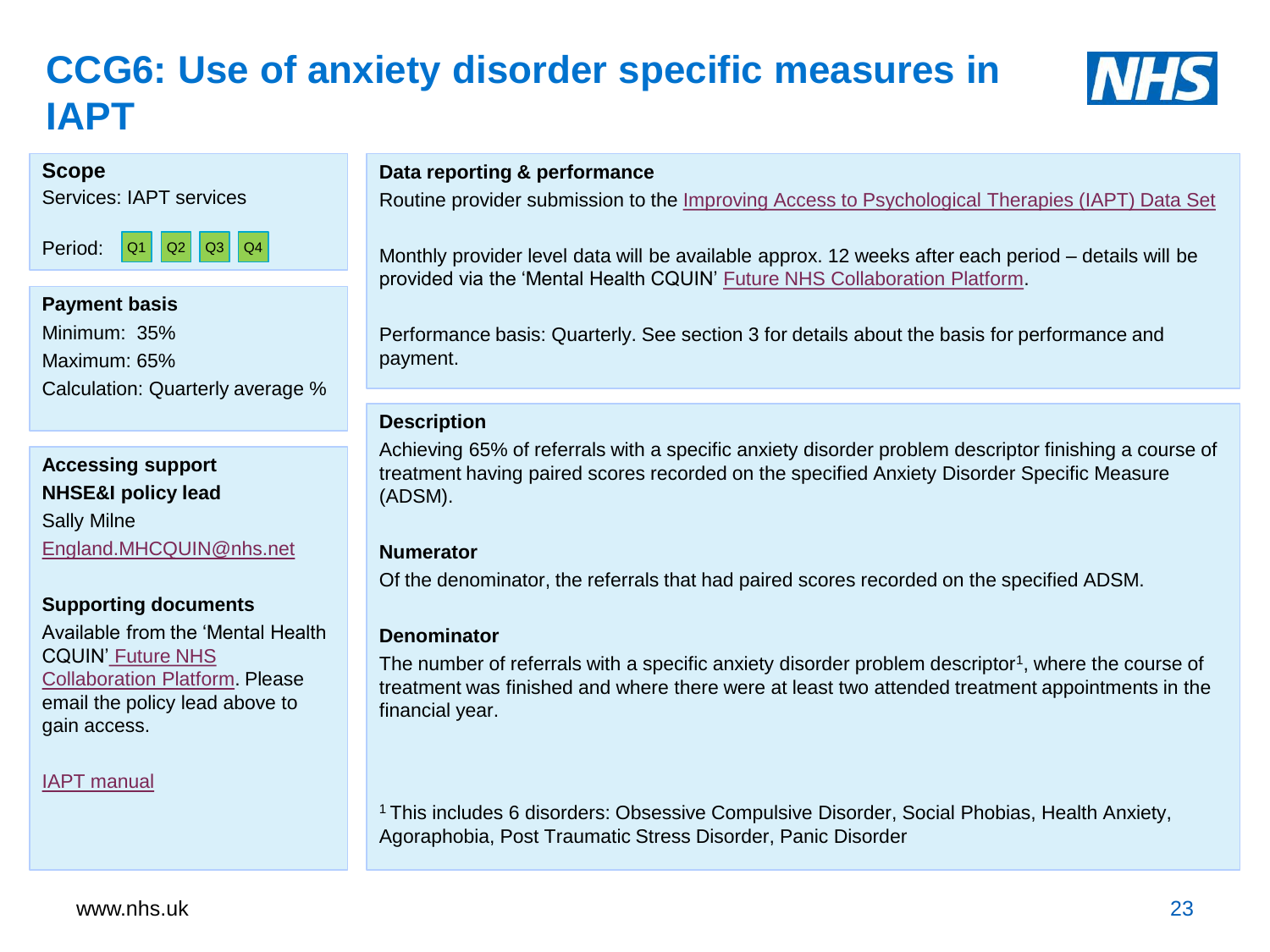# CCG6: Use of anxiety disorder specific measures in IAPT

## Scope

Services: IAPT services

Period: Q1 Q2 Q3 Q4

## Payment basis

Minimum: 35%

Maximum: 65%

Calculation: Quarterly average %

## Accessing support

**NHSE&I policy lead**

Sally Milne

England.MHCQUIN@nhs.net

**Supporting documents**

Available from the 'Mental Health CQUIN' Future NHS Collaboration Platform. Please email the policy lead above to gain access.

IAPT manual

## Data reporting & performance

Routine provider submission to the Improving Access to Psychological Therapies (IAPT) Data Set

Monthly provider level data will be available approx. 12 weeks after each period – details will be provided via the 'Mental Health CQUIN' Future NHS Collaboration Platform.

Performance basis: Quarterly. See section 3 for details about the basis for performance and payment.

## Description

Achieving 65% of referrals with a specific anxiety disorder problem descriptor finishing a course of treatment having paired scores recorded on the specified Anxiety Disorder Specific Measure (ADSM).

**Numerator**

Of the denominator, the referrals that had paired scores recorded on the specified ADSM.

**Denominator**

The number of referrals with a specific anxiety disorder problem descriptor[1], where the course of treatment was finished and where there were at least two attended treatment appointments in the financial year.

[1] This includes 6 disorders: Obsessive Compulsive Disorder, Social Phobias, Health Anxiety, Agoraphobia, Post Traumatic Stress Disorder, Panic Disorder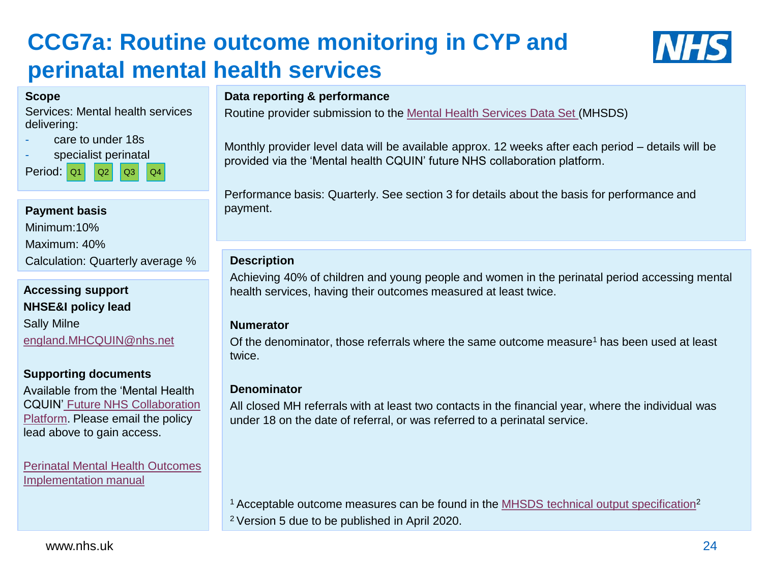# CCG7a: Routine outcome monitoring in CYP and perinatal mental health services

### Scope

Services: Mental health services delivering:

- care to under 18s
- specialist perinatal

Period: Q1 Q2 Q3 Q4

### Payment basis

Minimum:10%

Maximum: 40%

Calculation: Quarterly average %

### Accessing support

**NHSE&I policy lead**

Sally Milne

england.MHCQUIN@nhs.net

### Supporting documents

Available from the 'Mental Health CQUIN' Future NHS Collaboration Platform. Please email the policy lead above to gain access.

Perinatal Mental Health Outcomes Implementation manual

### Data reporting & performance

Routine provider submission to the Mental Health Services Data Set (MHSDS)

Monthly provider level data will be available approx. 12 weeks after each period – details will be provided via the 'Mental health CQUIN' future NHS collaboration platform.

Performance basis: Quarterly. See section 3 for details about the basis for performance and payment.

### Description

Achieving 40% of children and young people and women in the perinatal period accessing mental health services, having their outcomes measured at least twice.

### Numerator

Of the denominator, those referrals where the same outcome measure[1] has been used at least twice.

### Denominator

All closed MH referrals with at least two contacts in the financial year, where the individual was under 18 on the date of referral, or was referred to a perinatal service.

[1] Acceptable outcome measures can be found in the MHSDS technical output specification[2]

[2] Version 5 due to be published in April 2020.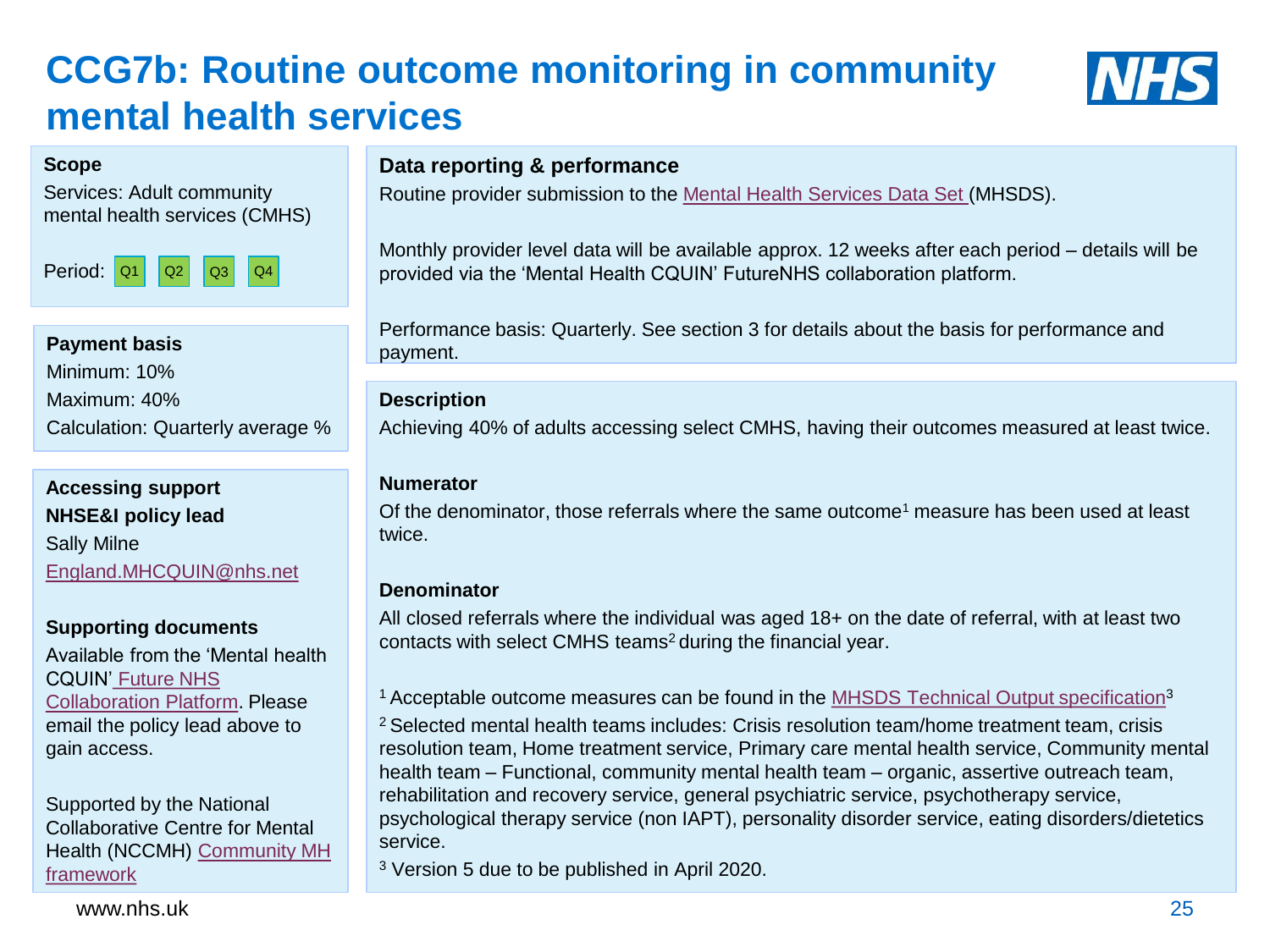# CCG7b: Routine outcome monitoring in community mental health services

### Scope

Services: Adult community mental health services (CMHS)

Period: Q1 Q2 Q3 Q4

### Payment basis

Minimum: 10%

Maximum: 40%

Calculation: Quarterly average %

### Accessing support

**NHSE&I policy lead**

Sally Milne

England.MHCQUIN@nhs.net

### Supporting documents

Available from the 'Mental health CQUIN' Future NHS Collaboration Platform. Please email the policy lead above to gain access.

Supported by the National Collaborative Centre for Mental Health (NCCMH) Community MH framework

### Data reporting & performance

Routine provider submission to the Mental Health Services Data Set (MHSDS).

Monthly provider level data will be available approx. 12 weeks after each period – details will be provided via the 'Mental Health CQUIN' FutureNHS collaboration platform.

Performance basis: Quarterly. See section 3 for details about the basis for performance and payment.

### Description

Achieving 40% of adults accessing select CMHS, having their outcomes measured at least twice.

**Numerator**

Of the denominator, those referrals where the same outcome[1] measure has been used at least twice.

**Denominator**

All closed referrals where the individual was aged 18+ on the date of referral, with at least two contacts with select CMHS teams[2] during the financial year.

[1] Acceptable outcome measures can be found in the MHSDS Technical Output specification[3]

[2] Selected mental health teams includes: Crisis resolution team/home treatment team, crisis resolution team, Home treatment service, Primary care mental health service, Community mental health team – Functional, community mental health team – organic, assertive outreach team, rehabilitation and recovery service, general psychiatric service, psychotherapy service, psychological therapy service (non IAPT), personality disorder service, eating disorders/dietetics service.

[3] Version 5 due to be published in April 2020.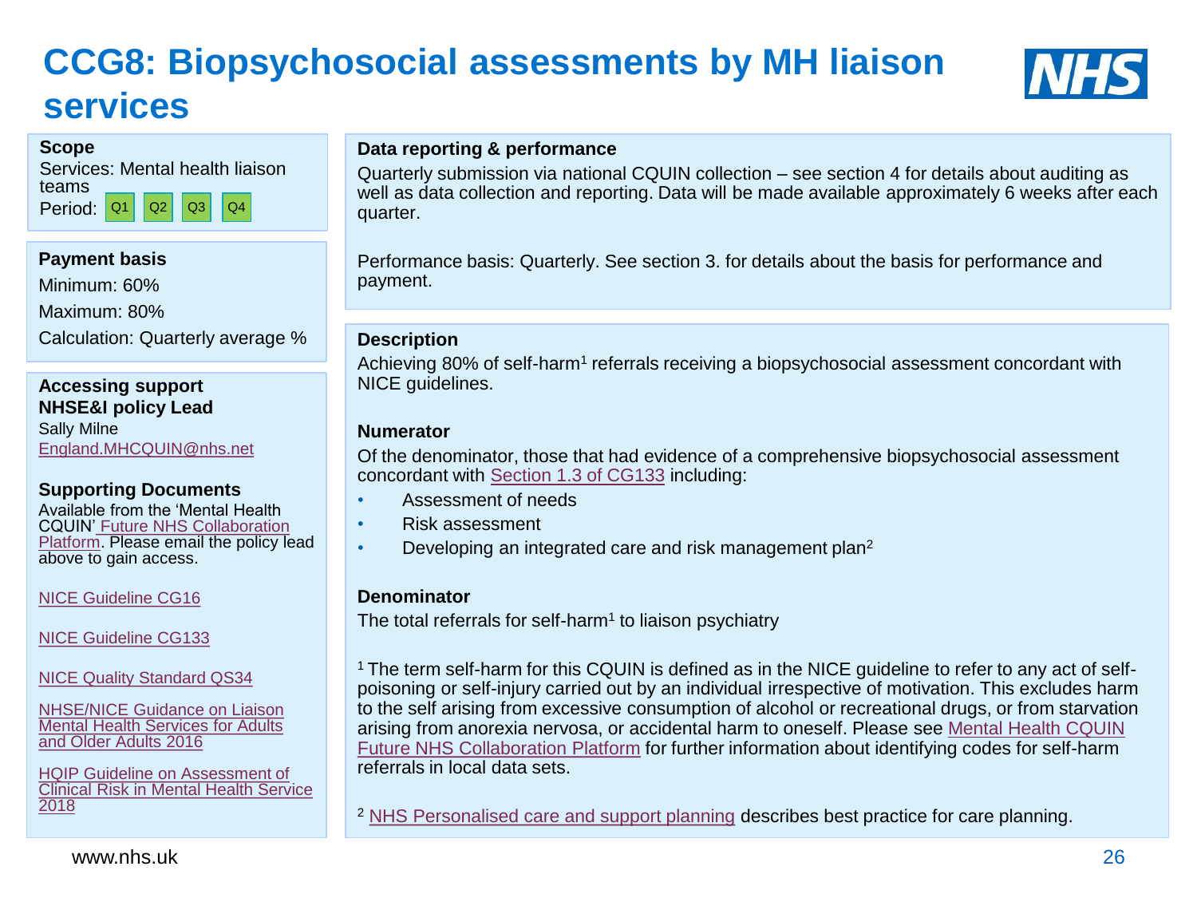# CCG8: Biopsychosocial assessments by MH liaison services

### Scope

Services: Mental health liaison teams

Period: Q1 Q2 Q3 Q4

### Payment basis

Minimum: 60%

Maximum: 80%

Calculation: Quarterly average %

### Accessing support

**NHSE&I policy Lead**

Sally Milne

England.MHCQUIN@nhs.net

**Supporting Documents**

Available from the 'Mental Health CQUIN' Future NHS Collaboration Platform. Please email the policy lead above to gain access.

NICE Guideline CG16

NICE Guideline CG133

NICE Quality Standard QS34

NHSE/NICE Guidance on Liaison Mental Health Services for Adults and Older Adults 2016

HQIP Guideline on Assessment of Clinical Risk in Mental Health Service 2018

### Data reporting & performance

Quarterly submission via national CQUIN collection – see section 4 for details about auditing as well as data collection and reporting. Data will be made available approximately 6 weeks after each quarter.

Performance basis: Quarterly. See section 3. for details about the basis for performance and payment.

### Description

Achieving 80% of self-harm[1] referrals receiving a biopsychosocial assessment concordant with NICE guidelines.

**Numerator**

Of the denominator, those that had evidence of a comprehensive biopsychosocial assessment concordant with Section 1.3 of CG133 including:

- Assessment of needs
- Risk assessment
- Developing an integrated care and risk management plan[2]

**Denominator**

The total referrals for self-harm[1] to liaison psychiatry

[1] The term self-harm for this CQUIN is defined as in the NICE guideline to refer to any act of self-poisoning or self-injury carried out by an individual irrespective of motivation. This excludes harm to the self arising from excessive consumption of alcohol or recreational drugs, or from starvation arising from anorexia nervosa, or accidental harm to oneself. Please see Mental Health CQUIN Future NHS Collaboration Platform for further information about identifying codes for self-harm referrals in local data sets.

[2] NHS Personalised care and support planning describes best practice for care planning.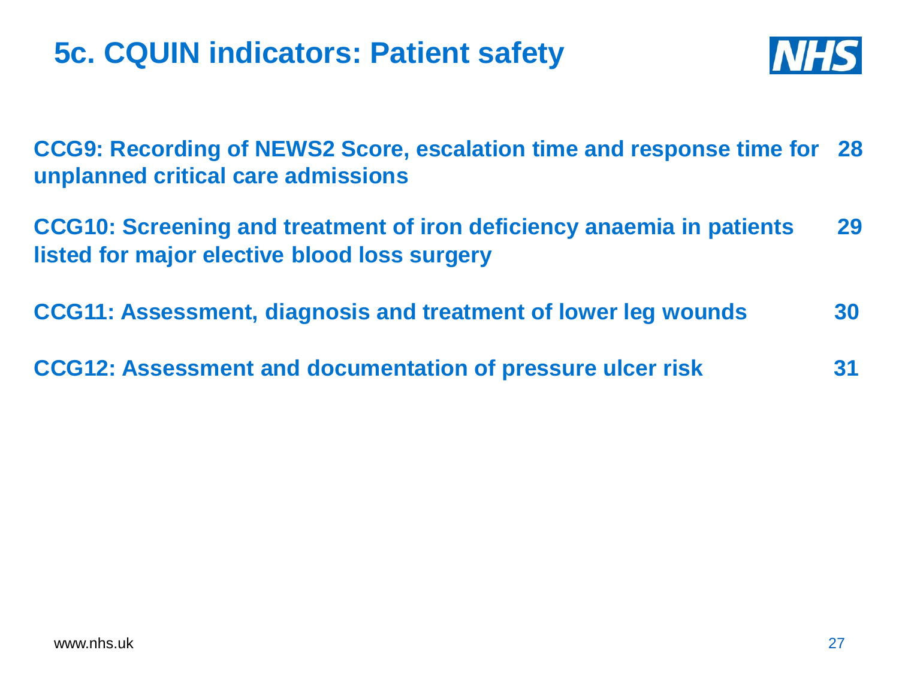# 5c. CQUIN indicators: Patient safety

| | |
|---|---|
| **CCG9: Recording of NEWS2 Score, escalation time and response time for unplanned critical care admissions** | **28** |
| **CCG10: Screening and treatment of iron deficiency anaemia in patients listed for major elective blood loss surgery** | **29** |
| **CCG11: Assessment, diagnosis and treatment of lower leg wounds** | **30** |
| **CCG12: Assessment and documentation of pressure ulcer risk** | **31** |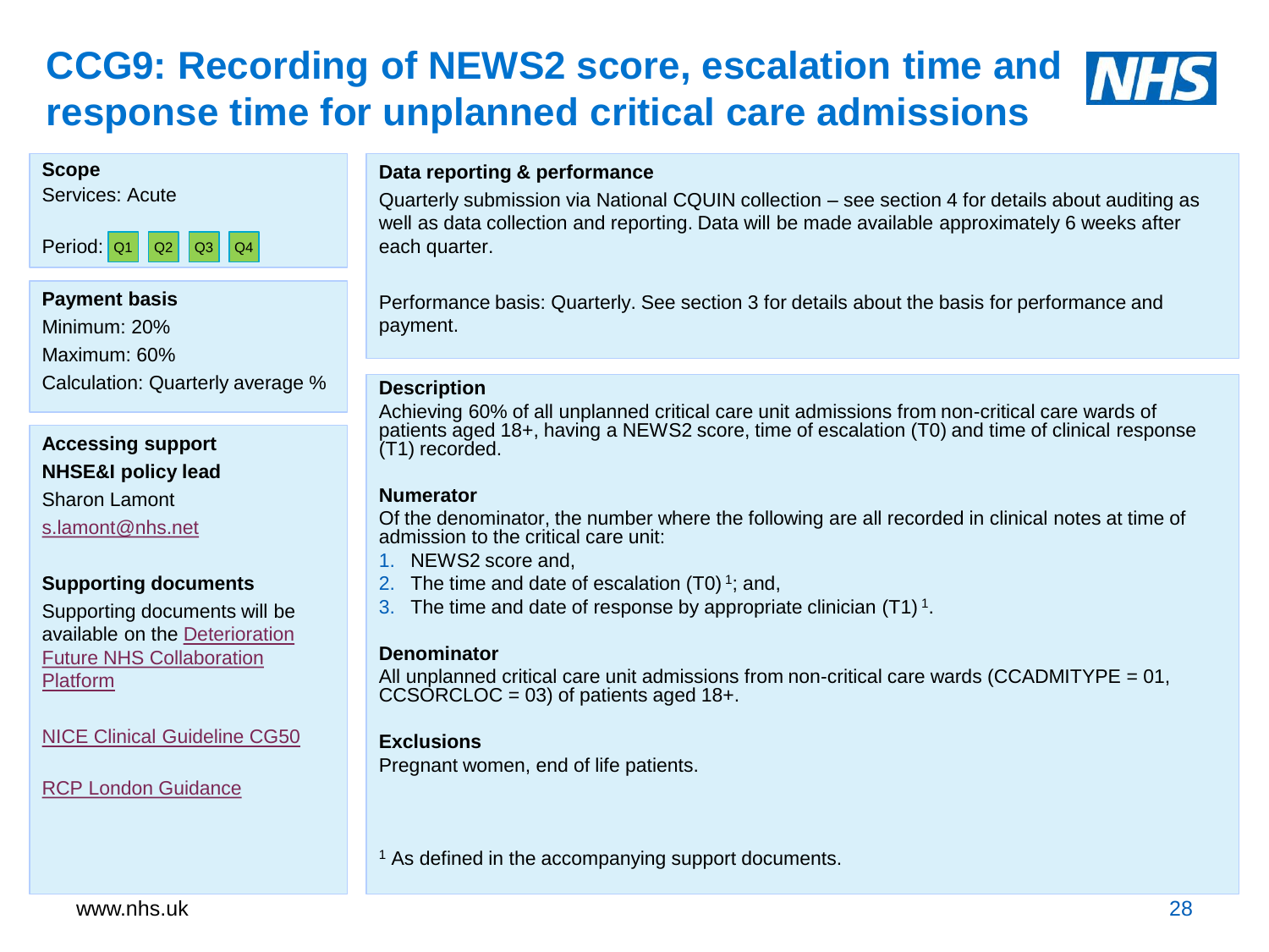# CCG9: Recording of NEWS2 score, escalation time and response time for unplanned critical care admissions

NHS

**Scope**

Services: Acute

Period: Q1 Q2 Q3 Q4

**Payment basis**

Minimum: 20%

Maximum: 60%

Calculation: Quarterly average %

**Accessing support**

**NHSE&I policy lead**

Sharon Lamont

s.lamont@nhs.net

**Supporting documents**

Supporting documents will be available on the Deterioration Future NHS Collaboration Platform

NICE Clinical Guideline CG50

RCP London Guidance

**Data reporting & performance**

Quarterly submission via National CQUIN collection – see section 4 for details about auditing as well as data collection and reporting. Data will be made available approximately 6 weeks after each quarter.

Performance basis: Quarterly. See section 3 for details about the basis for performance and payment.

**Description**

Achieving 60% of all unplanned critical care unit admissions from non-critical care wards of patients aged 18+, having a NEWS2 score, time of escalation (T0) and time of clinical response (T1) recorded.

**Numerator**

Of the denominator, the number where the following are all recorded in clinical notes at time of admission to the critical care unit:

1. NEWS2 score and,
2. The time and date of escalation (T0)[1]; and,
3. The time and date of response by appropriate clinician (T1)[1].

**Denominator**

All unplanned critical care unit admissions from non-critical care wards (CCADMITYPE = 01, CCSORCLOC = 03) of patients aged 18+.

**Exclusions**

Pregnant women, end of life patients.

[1] As defined in the accompanying support documents.

www.nhs.uk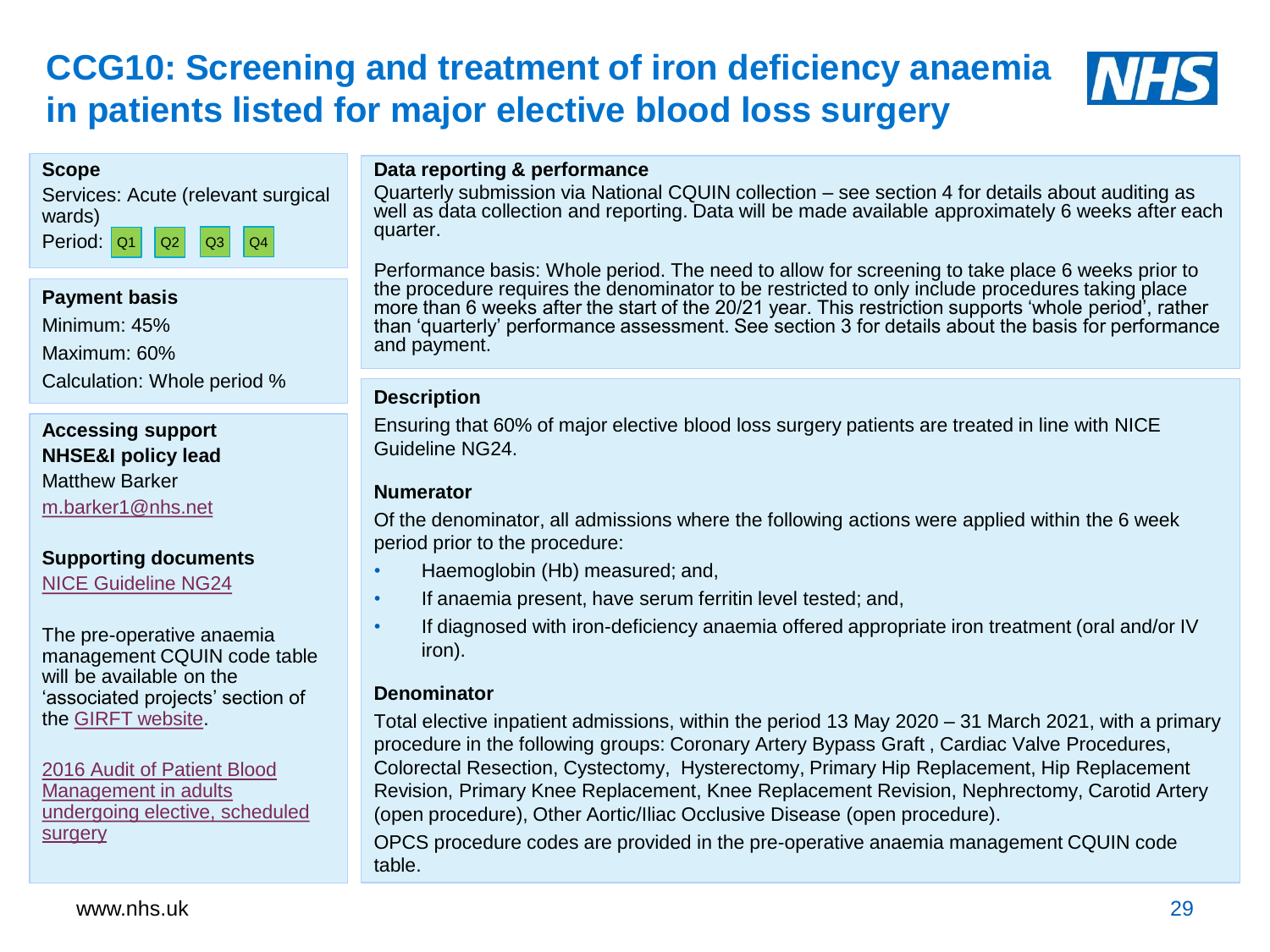# CCG10: Screening and treatment of iron deficiency anaemia in patients listed for major elective blood loss surgery

**Scope**

Services: Acute (relevant surgical wards)

Period: Q1 Q2 Q3 Q4

**Payment basis**

Minimum: 45%

Maximum: 60%

Calculation: Whole period %

**Accessing support**

**NHSE&I policy lead**

Matthew Barker

m.barker1@nhs.net

**Supporting documents**

NICE Guideline NG24

The pre-operative anaemia management CQUIN code table will be available on the 'associated projects' section of the GIRFT website.

2016 Audit of Patient Blood Management in adults undergoing elective, scheduled surgery

**Data reporting & performance**

Quarterly submission via National CQUIN collection – see section 4 for details about auditing as well as data collection and reporting. Data will be made available approximately 6 weeks after each quarter.

Performance basis: Whole period. The need to allow for screening to take place 6 weeks prior to the procedure requires the denominator to be restricted to only include procedures taking place more than 6 weeks after the start of the 20/21 year. This restriction supports 'whole period', rather than 'quarterly' performance assessment. See section 3 for details about the basis for performance and payment.

**Description**

Ensuring that 60% of major elective blood loss surgery patients are treated in line with NICE Guideline NG24.

**Numerator**

Of the denominator, all admissions where the following actions were applied within the 6 week period prior to the procedure:

- Haemoglobin (Hb) measured; and,
- If anaemia present, have serum ferritin level tested; and,
- If diagnosed with iron-deficiency anaemia offered appropriate iron treatment (oral and/or IV iron).

**Denominator**

Total elective inpatient admissions, within the period 13 May 2020 – 31 March 2021, with a primary procedure in the following groups: Coronary Artery Bypass Graft , Cardiac Valve Procedures, Colorectal Resection, Cystectomy, Hysterectomy, Primary Hip Replacement, Hip Replacement Revision, Primary Knee Replacement, Knee Replacement Revision, Nephrectomy, Carotid Artery (open procedure), Other Aortic/Iliac Occlusive Disease (open procedure).

OPCS procedure codes are provided in the pre-operative anaemia management CQUIN code table.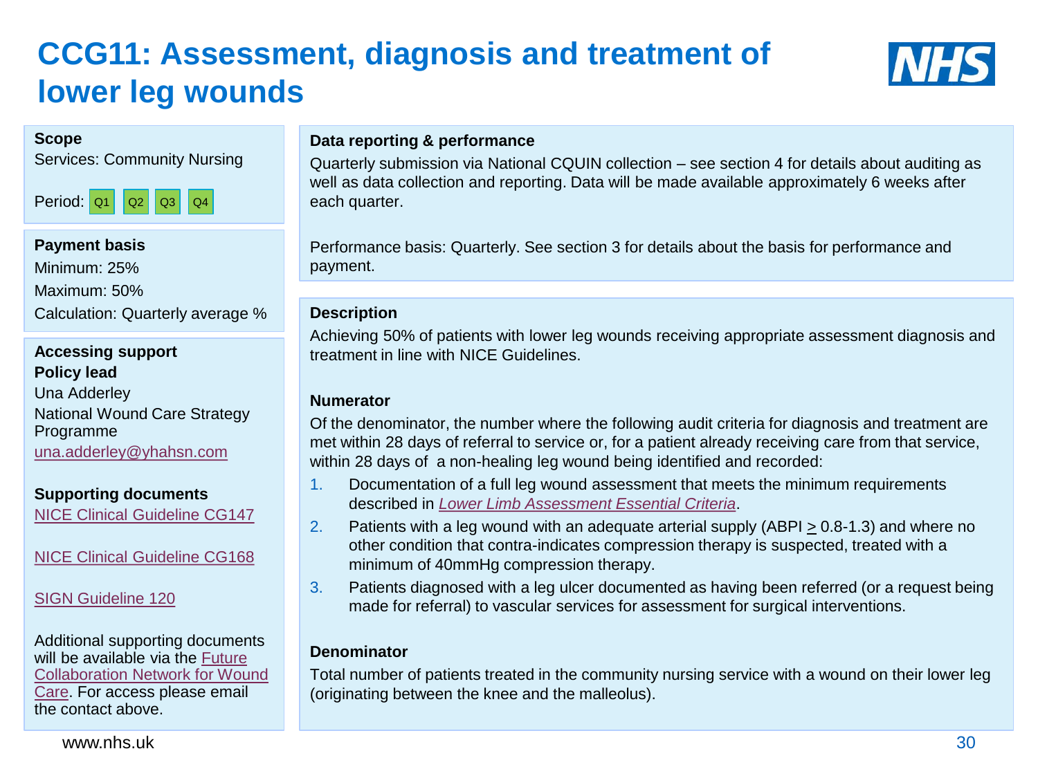# CCG11: Assessment, diagnosis and treatment of lower leg wounds

**Scope**

Services: Community Nursing

Period: Q1 Q2 Q3 Q4

**Payment basis**

Minimum: 25%

Maximum: 50%

Calculation: Quarterly average %

**Accessing support**

**Policy lead**

Una Adderley

National Wound Care Strategy Programme

una.adderley@yhahsn.com

**Supporting documents**

NICE Clinical Guideline CG147

NICE Clinical Guideline CG168

SIGN Guideline 120

Additional supporting documents will be available via the Future Collaboration Network for Wound Care. For access please email the contact above.

**Data reporting & performance**

Quarterly submission via National CQUIN collection – see section 4 for details about auditing as well as data collection and reporting. Data will be made available approximately 6 weeks after each quarter.

Performance basis: Quarterly. See section 3 for details about the basis for performance and payment.

**Description**

Achieving 50% of patients with lower leg wounds receiving appropriate assessment diagnosis and treatment in line with NICE Guidelines.

**Numerator**

Of the denominator, the number where the following audit criteria for diagnosis and treatment are met within 28 days of referral to service or, for a patient already receiving care from that service, within 28 days of a non-healing leg wound being identified and recorded:

1. Documentation of a full leg wound assessment that meets the minimum requirements described in *Lower Limb Assessment Essential Criteria*.
2. Patients with a leg wound with an adequate arterial supply (ABPI $\geq$ 0.8-1.3) and where no other condition that contra-indicates compression therapy is suspected, treated with a minimum of 40mmHg compression therapy.
3. Patients diagnosed with a leg ulcer documented as having been referred (or a request being made for referral) to vascular services for assessment for surgical interventions.

**Denominator**

Total number of patients treated in the community nursing service with a wound on their lower leg (originating between the knee and the malleolus).

www.nhs.uk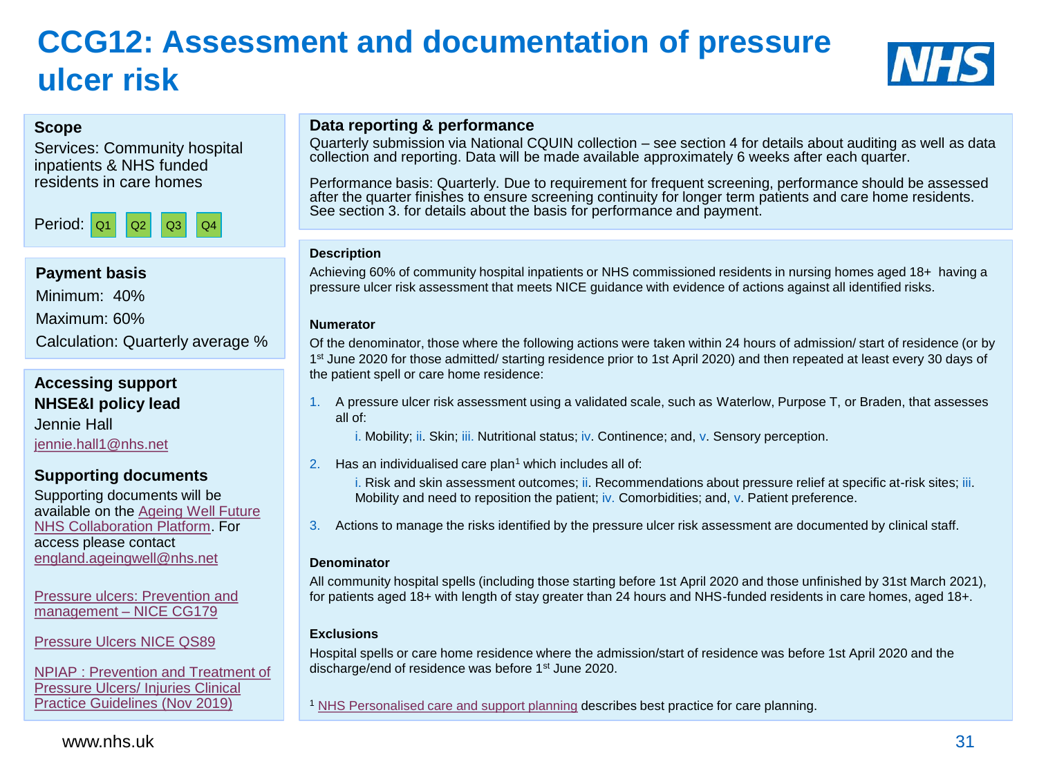# CCG12: Assessment and documentation of pressure ulcer risk

## Scope

Services: Community hospital inpatients & NHS funded residents in care homes

Period: Q1 Q2 Q3 Q4

## Payment basis

Minimum: 40%

Maximum: 60%

Calculation: Quarterly average %

## Accessing support

### NHSE&I policy lead

Jennie Hall

jennie.hall1@nhs.net

### Supporting documents

Supporting documents will be available on the Ageing Well Future NHS Collaboration Platform. For access please contact england.ageingwell@nhs.net

Pressure ulcers: Prevention and management – NICE CG179

Pressure Ulcers NICE QS89

NPIAP : Prevention and Treatment of Pressure Ulcers/ Injuries Clinical Practice Guidelines (Nov 2019)

## Data reporting & performance

Quarterly submission via National CQUIN collection – see section 4 for details about auditing as well as data collection and reporting. Data will be made available approximately 6 weeks after each quarter.

Performance basis: Quarterly. Due to requirement for frequent screening, performance should be assessed after the quarter finishes to ensure screening continuity for longer term patients and care home residents. See section 3. for details about the basis for performance and payment.

### Description

Achieving 60% of community hospital inpatients or NHS commissioned residents in nursing homes aged 18+ having a pressure ulcer risk assessment that meets NICE guidance with evidence of actions against all identified risks.

### Numerator

Of the denominator, those where the following actions were taken within 24 hours of admission/ start of residence (or by 1st June 2020 for those admitted/ starting residence prior to 1st April 2020) and then repeated at least every 30 days of the patient spell or care home residence:

1. A pressure ulcer risk assessment using a validated scale, such as Waterlow, Purpose T, or Braden, that assesses all of:
   i. Mobility; ii. Skin; iii. Nutritional status; iv. Continence; and, v. Sensory perception.
2. Has an individualised care plan[1] which includes all of:
   i. Risk and skin assessment outcomes; ii. Recommendations about pressure relief at specific at-risk sites; iii. Mobility and need to reposition the patient; iv. Comorbidities; and, v. Patient preference.
3. Actions to manage the risks identified by the pressure ulcer risk assessment are documented by clinical staff.

### Denominator

All community hospital spells (including those starting before 1st April 2020 and those unfinished by 31st March 2021), for patients aged 18+ with length of stay greater than 24 hours and NHS-funded residents in care homes, aged 18+.

### Exclusions

Hospital spells or care home residence where the admission/start of residence was before 1st April 2020 and the discharge/end of residence was before 1st June 2020.

[1] NHS Personalised care and support planning describes best practice for care planning.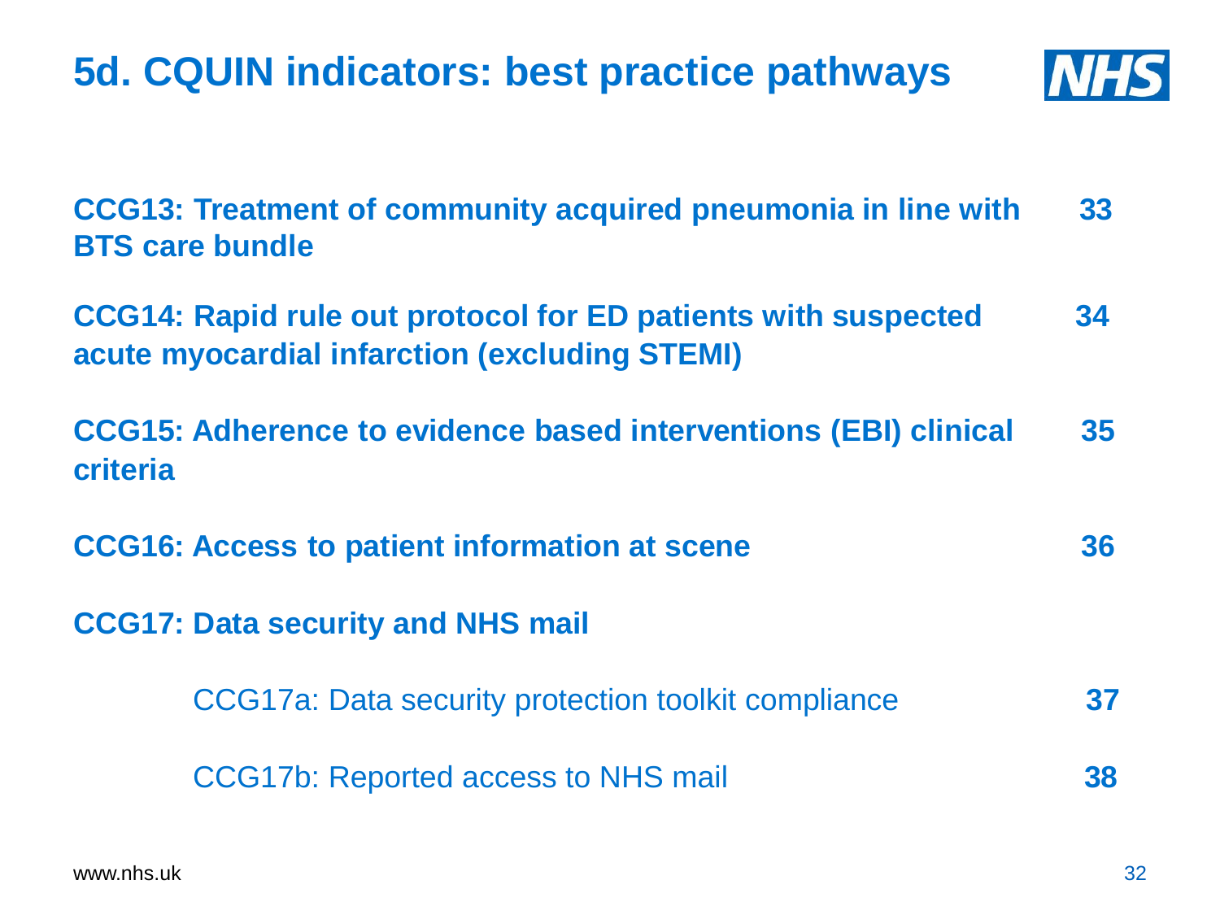# 5d. CQUIN indicators: best practice pathways

| | |
|---|---|
| **CCG13: Treatment of community acquired pneumonia in line with BTS care bundle** | **33** |
| **CCG14: Rapid rule out protocol for ED patients with suspected acute myocardial infarction (excluding STEMI)** | **34** |
| **CCG15: Adherence to evidence based interventions (EBI) clinical criteria** | **35** |
| **CCG16: Access to patient information at scene** | **36** |
| **CCG17: Data security and NHS mail** | |
| CCG17a: Data security protection toolkit compliance | **37** |
| CCG17b: Reported access to NHS mail | **38** |

www.nhs.uk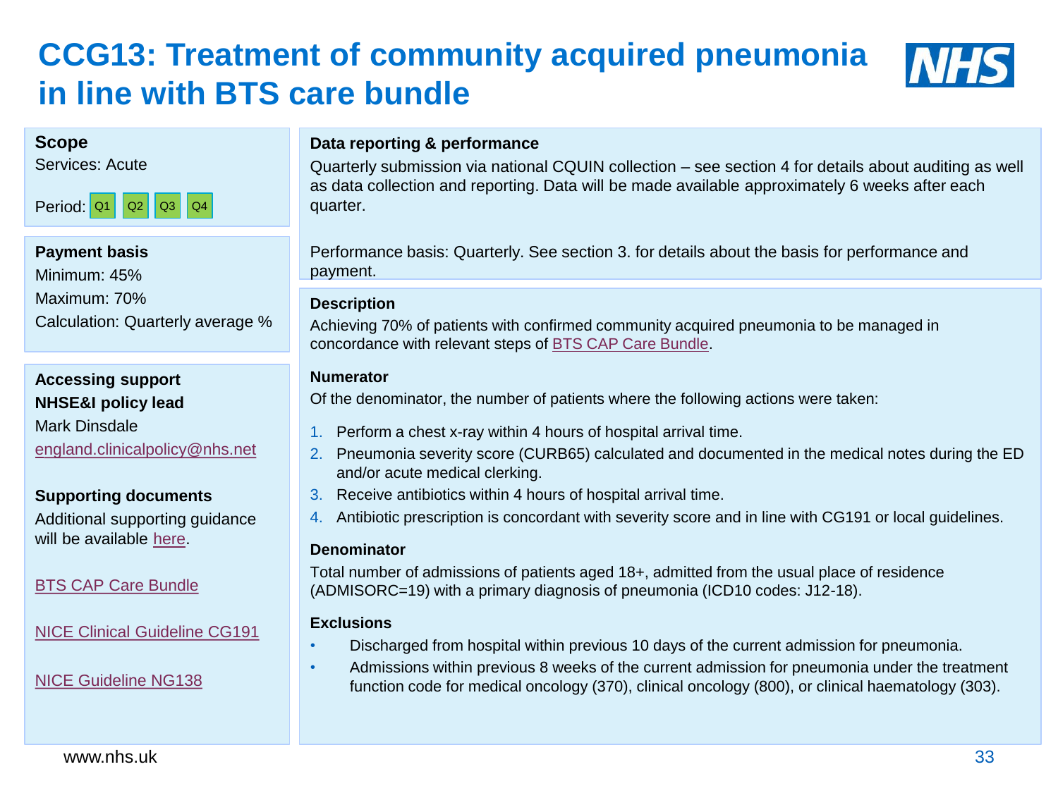# CCG13: Treatment of community acquired pneumonia in line with BTS care bundle

**Scope**

Services: Acute

Period: Q1 Q2 Q3 Q4

**Payment basis**

Minimum: 45%

Maximum: 70%

Calculation: Quarterly average %

**Accessing support**

**NHSE&I policy lead**

Mark Dinsdale

england.clinicalpolicy@nhs.net

**Supporting documents**

Additional supporting guidance will be available here.

BTS CAP Care Bundle

NICE Clinical Guideline CG191

NICE Guideline NG138

**Data reporting & performance**

Quarterly submission via national CQUIN collection – see section 4 for details about auditing as well as data collection and reporting. Data will be made available approximately 6 weeks after each quarter.

Performance basis: Quarterly. See section 3. for details about the basis for performance and payment.

**Description**

Achieving 70% of patients with confirmed community acquired pneumonia to be managed in concordance with relevant steps of BTS CAP Care Bundle.

**Numerator**

Of the denominator, the number of patients where the following actions were taken:

1. Perform a chest x-ray within 4 hours of hospital arrival time.
2. Pneumonia severity score (CURB65) calculated and documented in the medical notes during the ED and/or acute medical clerking.
3. Receive antibiotics within 4 hours of hospital arrival time.
4. Antibiotic prescription is concordant with severity score and in line with CG191 or local guidelines.

**Denominator**

Total number of admissions of patients aged 18+, admitted from the usual place of residence (ADMISORC=19) with a primary diagnosis of pneumonia (ICD10 codes: J12-18).

**Exclusions**

- Discharged from hospital within previous 10 days of the current admission for pneumonia.
- Admissions within previous 8 weeks of the current admission for pneumonia under the treatment function code for medical oncology (370), clinical oncology (800), or clinical haematology (303).

www.nhs.uk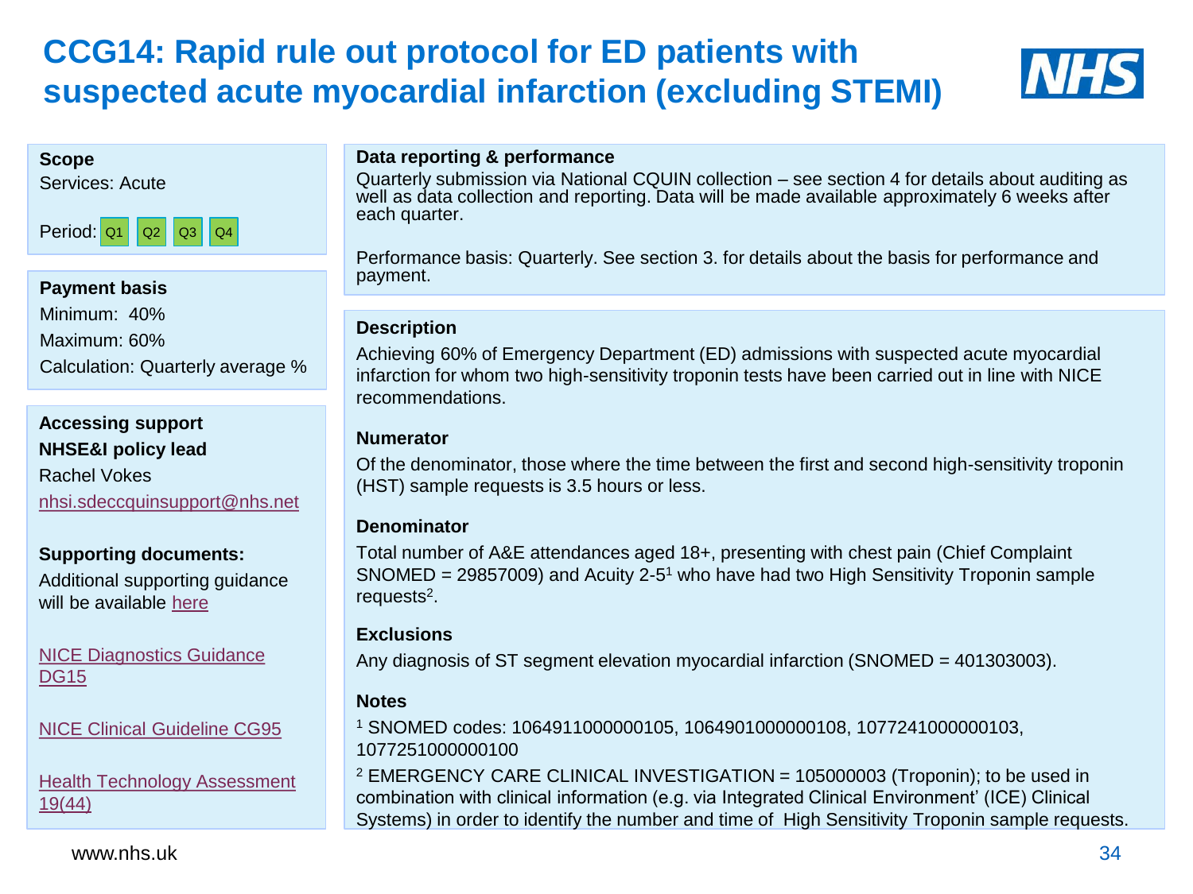# CCG14: Rapid rule out protocol for ED patients with suspected acute myocardial infarction (excluding STEMI)

NHS

**Scope**

Services: Acute

Period: Q1 Q2 Q3 Q4

**Payment basis**

Minimum: 40%

Maximum: 60%

Calculation: Quarterly average %

**Accessing support**

**NHSE&I policy lead**

Rachel Vokes

nhsi.sdeccquinsupport@nhs.net

**Supporting documents:**

Additional supporting guidance will be available here

NICE Diagnostics Guidance DG15

NICE Clinical Guideline CG95

Health Technology Assessment 19(44)

**Data reporting & performance**

Quarterly submission via National CQUIN collection – see section 4 for details about auditing as well as data collection and reporting. Data will be made available approximately 6 weeks after each quarter.

Performance basis: Quarterly. See section 3. for details about the basis for performance and payment.

**Description**

Achieving 60% of Emergency Department (ED) admissions with suspected acute myocardial infarction for whom two high-sensitivity troponin tests have been carried out in line with NICE recommendations.

**Numerator**

Of the denominator, those where the time between the first and second high-sensitivity troponin (HST) sample requests is 3.5 hours or less.

**Denominator**

Total number of A&E attendances aged 18+, presenting with chest pain (Chief Complaint SNOMED = 29857009) and Acuity 2-5[1] who have had two High Sensitivity Troponin sample requests[2].

**Exclusions**

Any diagnosis of ST segment elevation myocardial infarction (SNOMED = 401303003).

**Notes**

[1] SNOMED codes: 1064911000000105, 1064901000000108, 1077241000000103, 1077251000000100

[2] EMERGENCY CARE CLINICAL INVESTIGATION = 105000003 (Troponin); to be used in combination with clinical information (e.g. via Integrated Clinical Environment' (ICE) Clinical Systems) in order to identify the number and time of High Sensitivity Troponin sample requests.

www.nhs.uk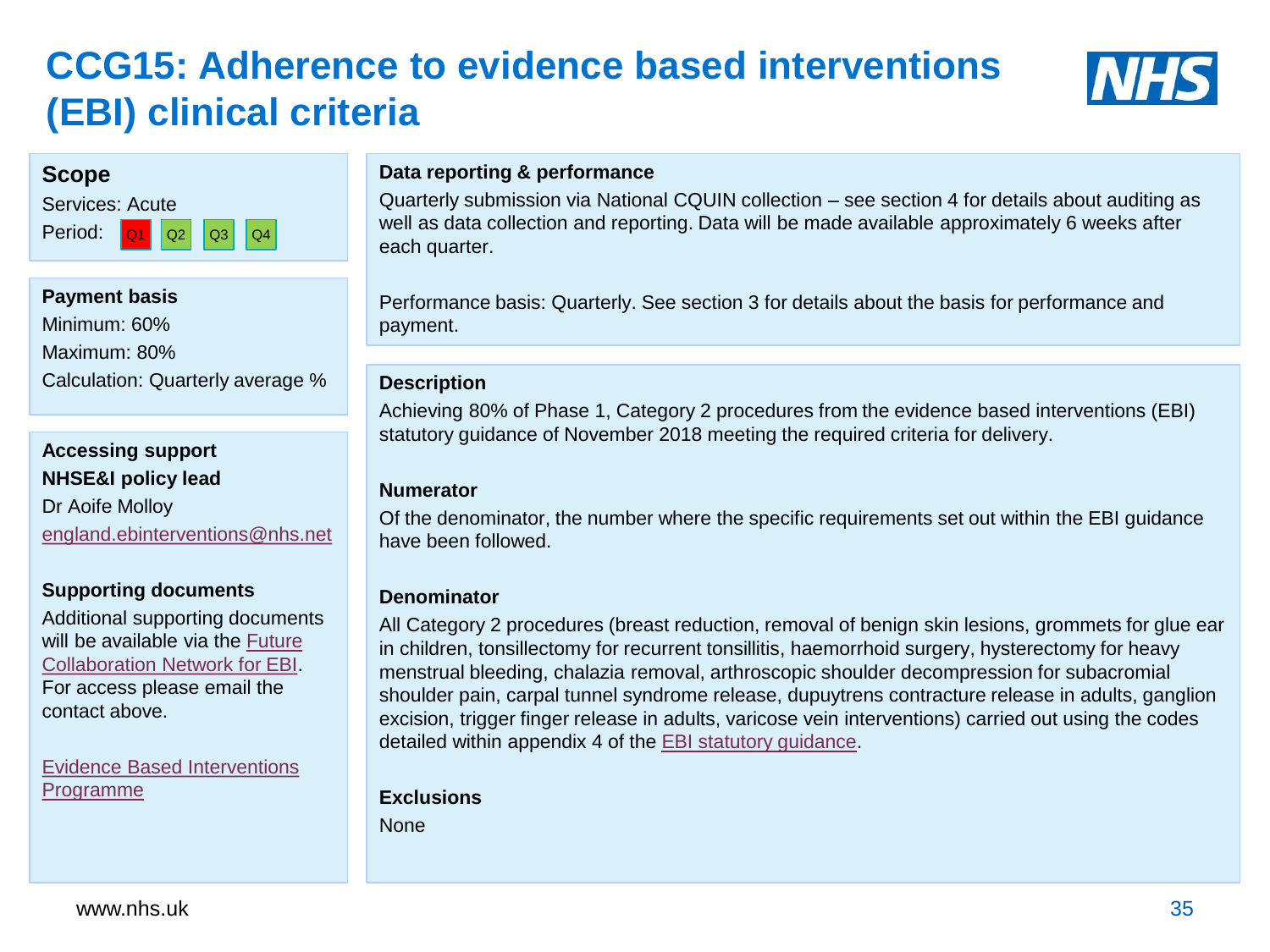# CCG15: Adherence to evidence based interventions (EBI) clinical criteria

## Scope

Services: Acute

Period: Q1 Q2 Q3 Q4

## Payment basis

Minimum: 60%

Maximum: 80%

Calculation: Quarterly average %

## Accessing support

**NHSE&I policy lead**

Dr Aoife Molloy

england.ebinterventions@nhs.net

## Supporting documents

Additional supporting documents will be available via the Future Collaboration Network for EBI. For access please email the contact above.

Evidence Based Interventions Programme

## Data reporting & performance

Quarterly submission via National CQUIN collection – see section 4 for details about auditing as well as data collection and reporting. Data will be made available approximately 6 weeks after each quarter.

Performance basis: Quarterly. See section 3 for details about the basis for performance and payment.

## Description

Achieving 80% of Phase 1, Category 2 procedures from the evidence based interventions (EBI) statutory guidance of November 2018 meeting the required criteria for delivery.

## Numerator

Of the denominator, the number where the specific requirements set out within the EBI guidance have been followed.

## Denominator

All Category 2 procedures (breast reduction, removal of benign skin lesions, grommets for glue ear in children, tonsillectomy for recurrent tonsillitis, haemorrhoid surgery, hysterectomy for heavy menstrual bleeding, chalazia removal, arthroscopic shoulder decompression for subacromial shoulder pain, carpal tunnel syndrome release, dupuytrens contracture release in adults, ganglion excision, trigger finger release in adults, varicose vein interventions) carried out using the codes detailed within appendix 4 of the EBI statutory guidance.

## Exclusions

None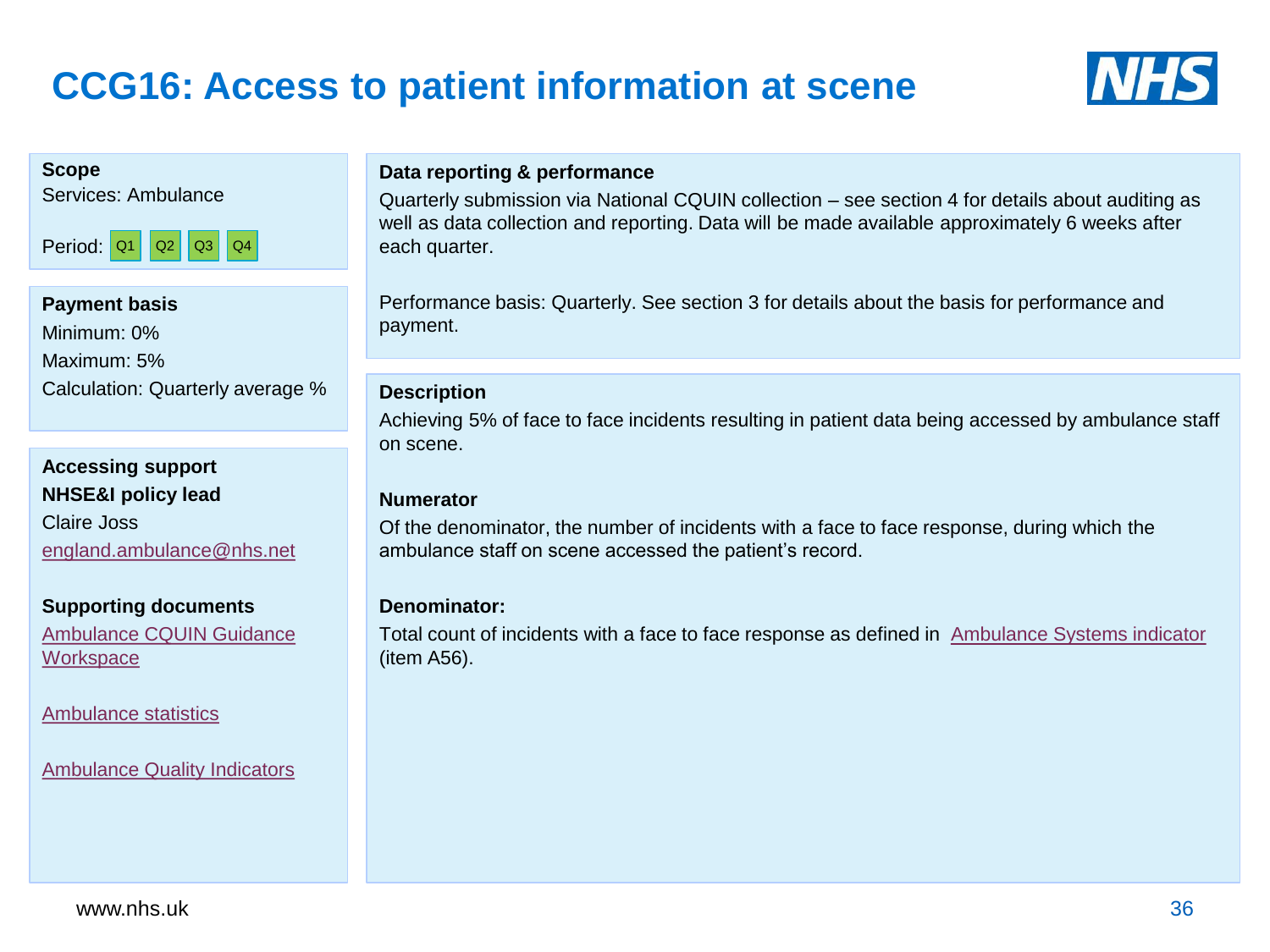# CCG16: Access to patient information at scene

**Scope**

Services: Ambulance

Period: Q1 Q2 Q3 Q4

**Payment basis**

Minimum: 0%

Maximum: 5%

Calculation: Quarterly average %

**Accessing support**

**NHSE&I policy lead**

Claire Joss

england.ambulance@nhs.net

**Supporting documents**

Ambulance CQUIN Guidance Workspace

Ambulance statistics

Ambulance Quality Indicators

**Data reporting & performance**

Quarterly submission via National CQUIN collection – see section 4 for details about auditing as well as data collection and reporting. Data will be made available approximately 6 weeks after each quarter.

Performance basis: Quarterly. See section 3 for details about the basis for performance and payment.

**Description**

Achieving 5% of face to face incidents resulting in patient data being accessed by ambulance staff on scene.

**Numerator**

Of the denominator, the number of incidents with a face to face response, during which the ambulance staff on scene accessed the patient's record.

**Denominator:**

Total count of incidents with a face to face response as defined in Ambulance Systems indicator (item A56).

www.nhs.uk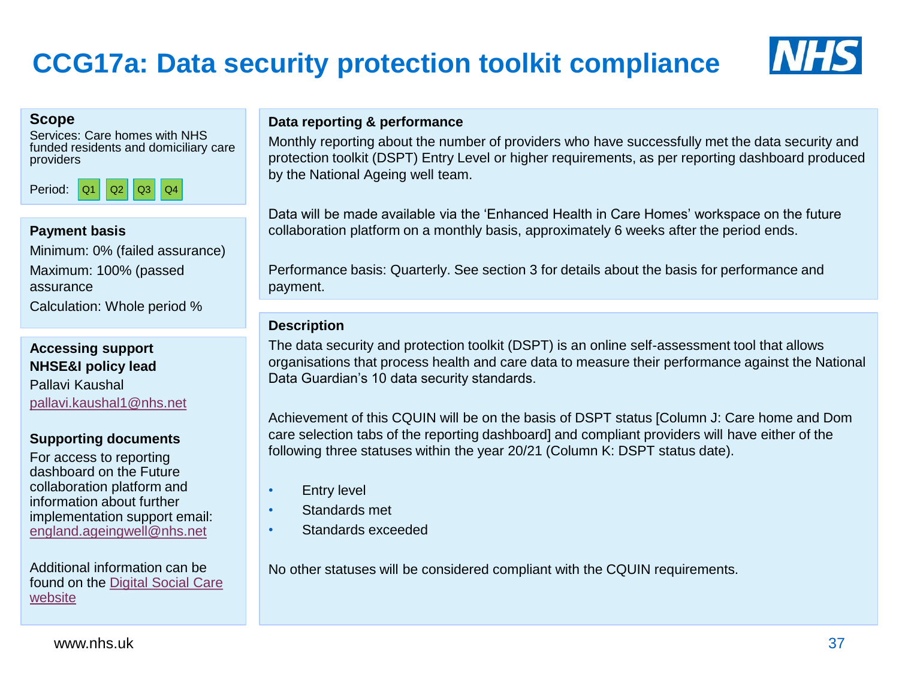# CCG17a: Data security protection toolkit compliance

## Scope

Services: Care homes with NHS funded residents and domiciliary care providers

Period: Q1 Q2 Q3 Q4

## Payment basis

Minimum: 0% (failed assurance)

Maximum: 100% (passed assurance

Calculation: Whole period %

## Accessing support

**NHSE&I policy lead**

Pallavi Kaushal

pallavi.kaushal1@nhs.net

**Supporting documents**

For access to reporting dashboard on the Future collaboration platform and information about further implementation support email: england.ageingwell@nhs.net

Additional information can be found on the Digital Social Care website

## Data reporting & performance

Monthly reporting about the number of providers who have successfully met the data security and protection toolkit (DSPT) Entry Level or higher requirements, as per reporting dashboard produced by the National Ageing well team.

Data will be made available via the 'Enhanced Health in Care Homes' workspace on the future collaboration platform on a monthly basis, approximately 6 weeks after the period ends.

Performance basis: Quarterly. See section 3 for details about the basis for performance and payment.

## Description

The data security and protection toolkit (DSPT) is an online self-assessment tool that allows organisations that process health and care data to measure their performance against the National Data Guardian's 10 data security standards.

Achievement of this CQUIN will be on the basis of DSPT status [Column J: Care home and Dom care selection tabs of the reporting dashboard] and compliant providers will have either of the following three statuses within the year 20/21 (Column K: DSPT status date).

- Entry level
- Standards met
- Standards exceeded

No other statuses will be considered compliant with the CQUIN requirements.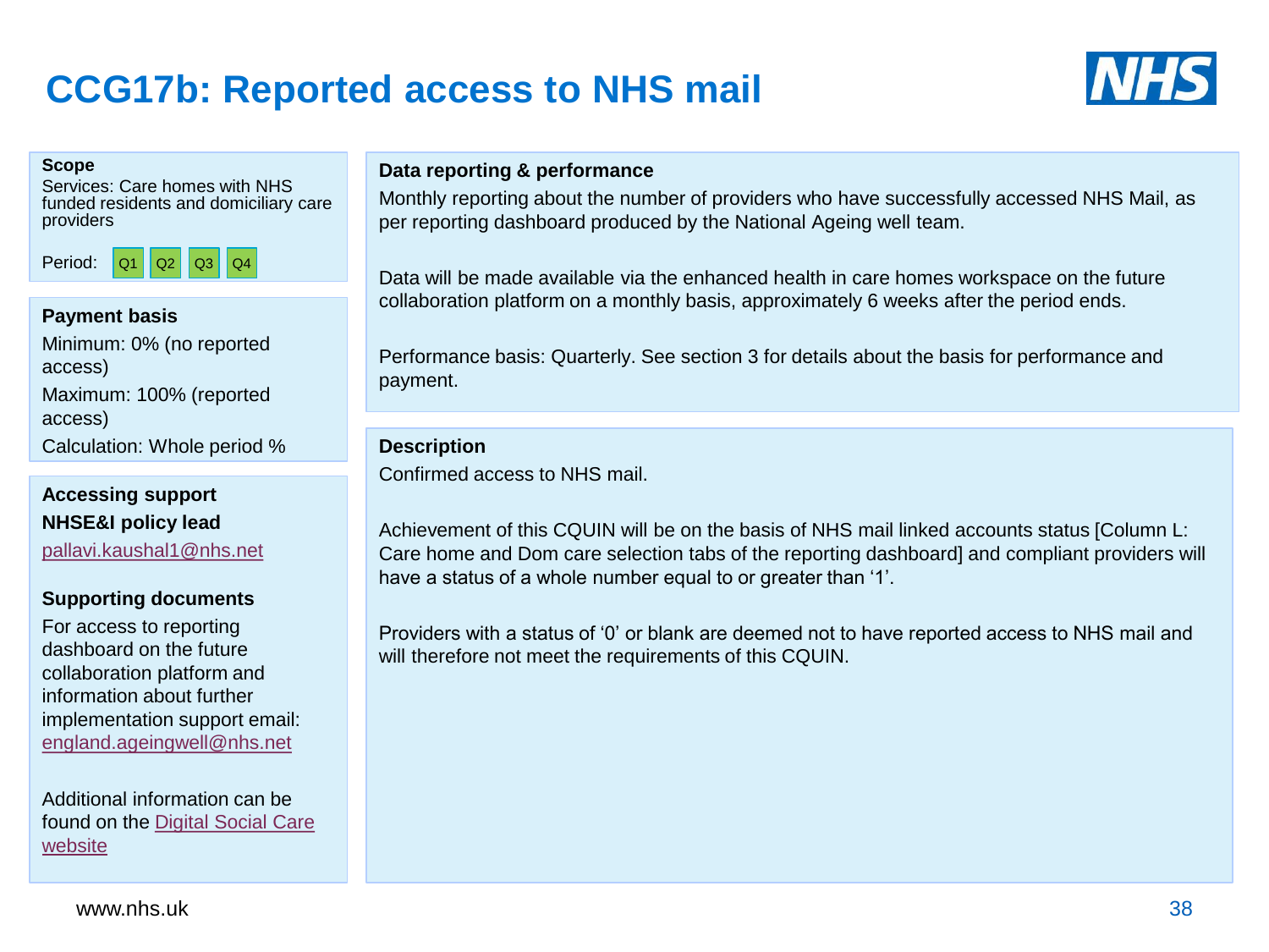# CCG17b: Reported access to NHS mail

**Scope**

Services: Care homes with NHS funded residents and domiciliary care providers

Period: Q1 Q2 Q3 Q4

**Payment basis**

Minimum: 0% (no reported access)

Maximum: 100% (reported access)

Calculation: Whole period %

**Accessing support**

**NHSE&I policy lead**

pallavi.kaushal1@nhs.net

**Supporting documents**

For access to reporting dashboard on the future collaboration platform and information about further implementation support email: england.ageingwell@nhs.net

Additional information can be found on the Digital Social Care website

**Data reporting & performance**

Monthly reporting about the number of providers who have successfully accessed NHS Mail, as per reporting dashboard produced by the National Ageing well team.

Data will be made available via the enhanced health in care homes workspace on the future collaboration platform on a monthly basis, approximately 6 weeks after the period ends.

Performance basis: Quarterly. See section 3 for details about the basis for performance and payment.

**Description**

Confirmed access to NHS mail.

Achievement of this CQUIN will be on the basis of NHS mail linked accounts status [Column L: Care home and Dom care selection tabs of the reporting dashboard] and compliant providers will have a status of a whole number equal to or greater than '1'.

Providers with a status of '0' or blank are deemed not to have reported access to NHS mail and will therefore not meet the requirements of this CQUIN.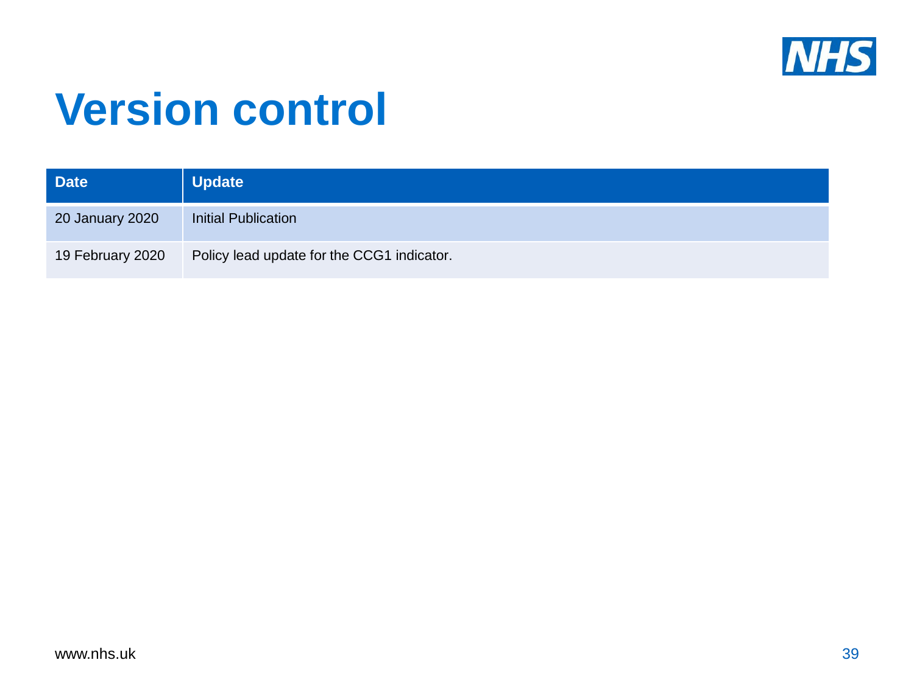# Version control

| Date | Update |
|---|---|
| 20 January 2020 | Initial Publication |
| 19 February 2020 | Policy lead update for the CCG1 indicator. |